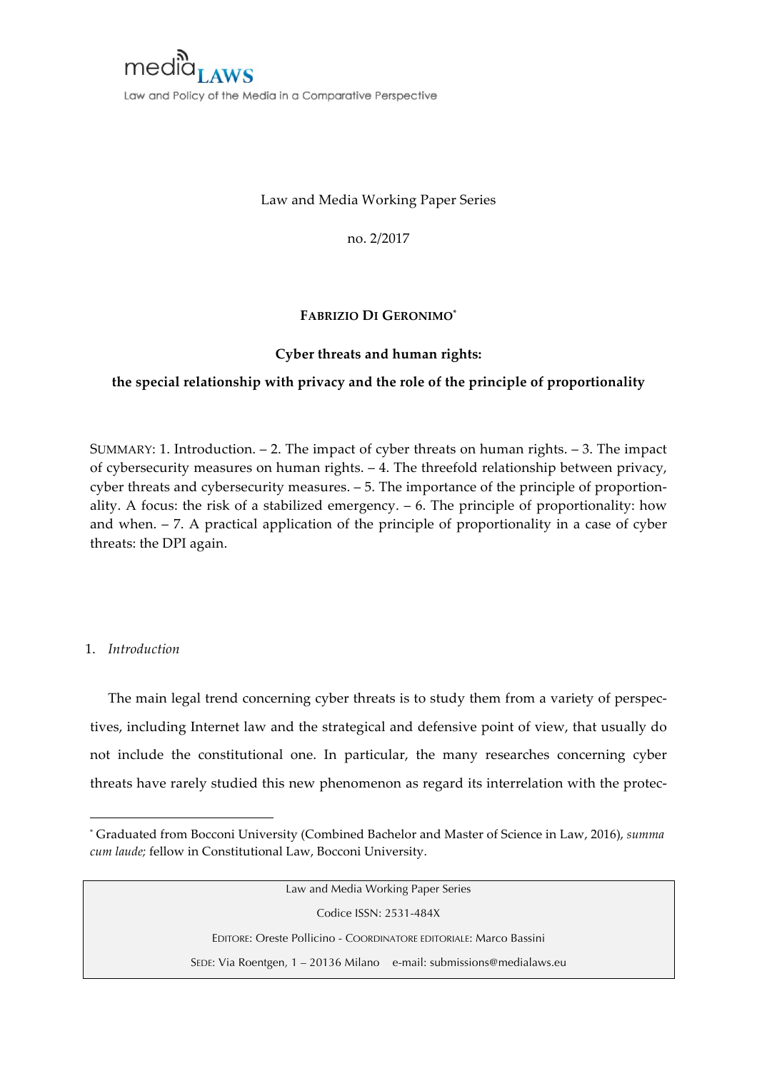medialaws

Law and Policy of the Media in a Comparative Perspective

Law and Media Working Paper Series

no. 2/2017

**FABRIZIO DI GERONIMO**[*]

**Cyber threats and human rights:**

**the special relationship with privacy and the role of the principle of proportionality**

SUMMARY: 1. Introduction. – 2. The impact of cyber threats on human rights. – 3. The impact of cybersecurity measures on human rights. – 4. The threefold relationship between privacy, cyber threats and cybersecurity measures. – 5. The importance of the principle of proportionality. A focus: the risk of a stabilized emergency. – 6. The principle of proportionality: how and when. – 7. A practical application of the principle of proportionality in a case of cyber threats: the DPI again.

## 1. *Introduction*

The main legal trend concerning cyber threats is to study them from a variety of perspectives, including Internet law and the strategical and defensive point of view, that usually do not include the constitutional one. In particular, the many researches concerning cyber threats have rarely studied this new phenomenon as regard its interrelation with the protec-

[*] Graduated from Bocconi University (Combined Bachelor and Master of Science in Law, 2016), *summa cum laude;* fellow in Constitutional Law, Bocconi University.

Law and Media Working Paper Series

Codice ISSN: 2531-484X

EDITORE: Oreste Pollicino - COORDINATORE EDITORIALE: Marco Bassini

SEDE: Via Roentgen, 1 – 20136 Milano e-mail: submissions@medialaws.eu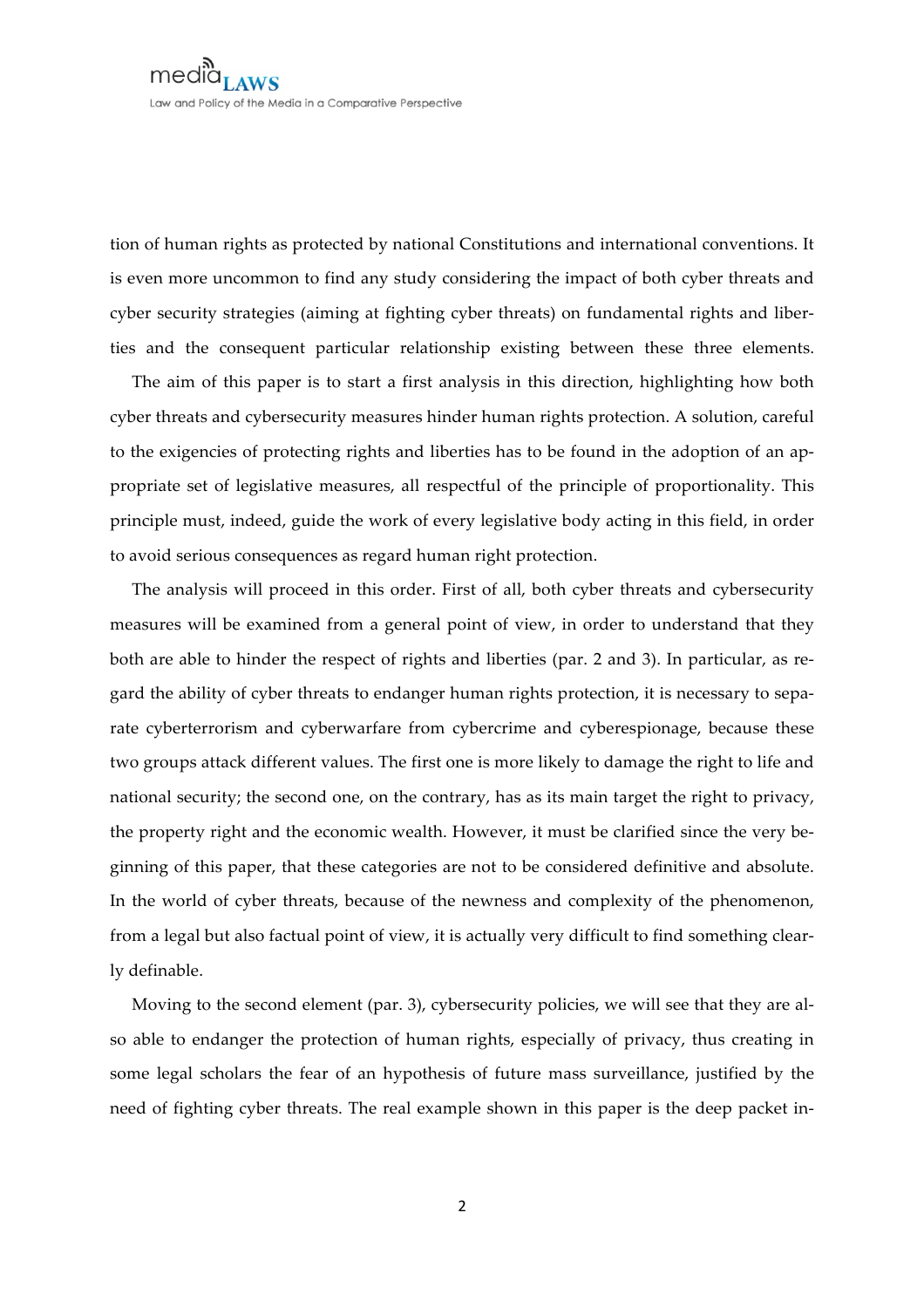tion of human rights as protected by national Constitutions and international conventions. It is even more uncommon to find any study considering the impact of both cyber threats and cyber security strategies (aiming at fighting cyber threats) on fundamental rights and liberties and the consequent particular relationship existing between these three elements.

The aim of this paper is to start a first analysis in this direction, highlighting how both cyber threats and cybersecurity measures hinder human rights protection. A solution, careful to the exigencies of protecting rights and liberties has to be found in the adoption of an appropriate set of legislative measures, all respectful of the principle of proportionality. This principle must, indeed, guide the work of every legislative body acting in this field, in order to avoid serious consequences as regard human right protection.

The analysis will proceed in this order. First of all, both cyber threats and cybersecurity measures will be examined from a general point of view, in order to understand that they both are able to hinder the respect of rights and liberties (par. 2 and 3). In particular, as regard the ability of cyber threats to endanger human rights protection, it is necessary to separate cyberterrorism and cyberwarfare from cybercrime and cyberespionage, because these two groups attack different values. The first one is more likely to damage the right to life and national security; the second one, on the contrary, has as its main target the right to privacy, the property right and the economic wealth. However, it must be clarified since the very beginning of this paper, that these categories are not to be considered definitive and absolute. In the world of cyber threats, because of the newness and complexity of the phenomenon, from a legal but also factual point of view, it is actually very difficult to find something clearly definable.

Moving to the second element (par. 3), cybersecurity policies, we will see that they are also able to endanger the protection of human rights, especially of privacy, thus creating in some legal scholars the fear of an hypothesis of future mass surveillance, justified by the need of fighting cyber threats. The real example shown in this paper is the deep packet in-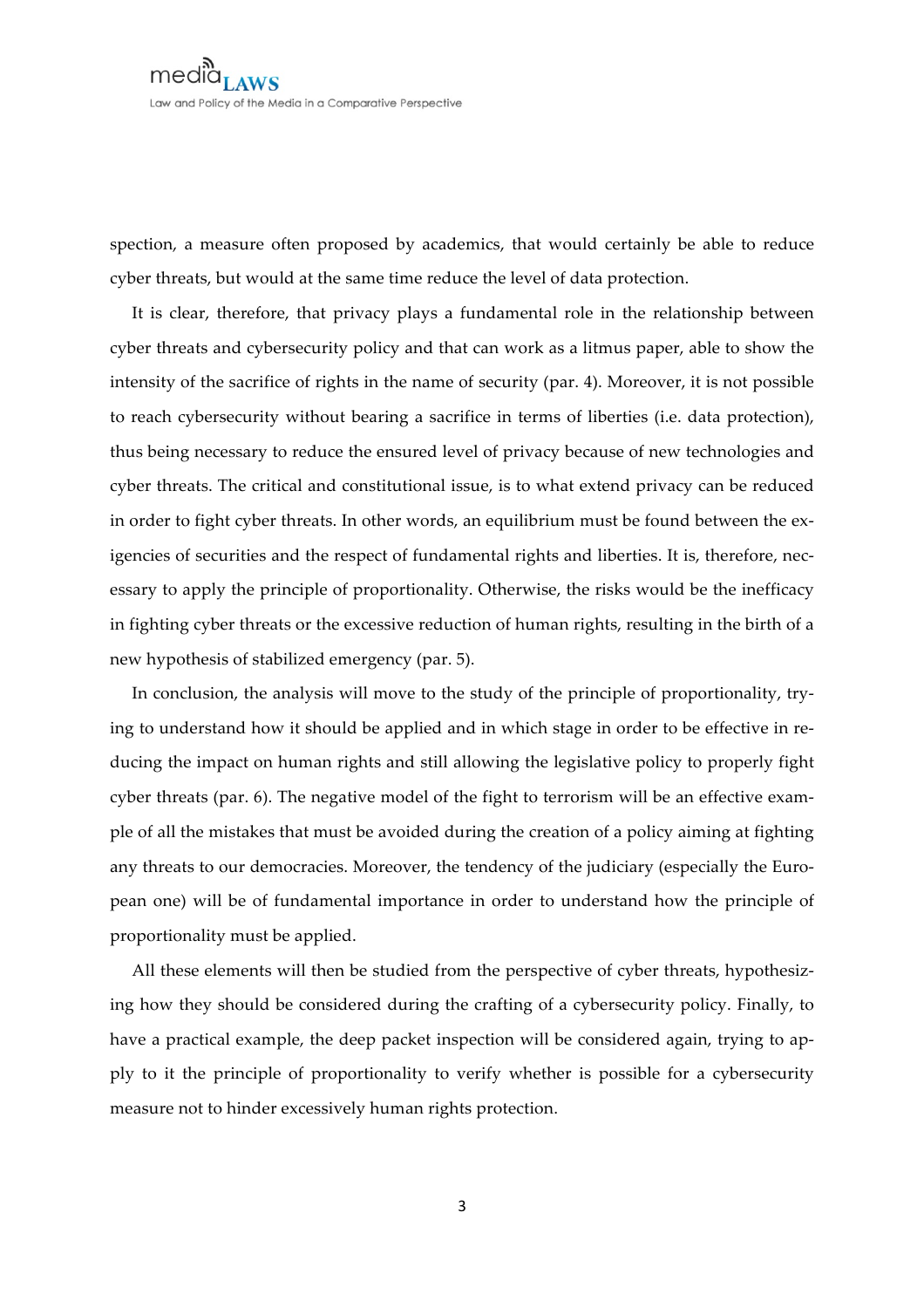spection, a measure often proposed by academics, that would certainly be able to reduce cyber threats, but would at the same time reduce the level of data protection.

It is clear, therefore, that privacy plays a fundamental role in the relationship between cyber threats and cybersecurity policy and that can work as a litmus paper, able to show the intensity of the sacrifice of rights in the name of security (par. 4). Moreover, it is not possible to reach cybersecurity without bearing a sacrifice in terms of liberties (i.e. data protection), thus being necessary to reduce the ensured level of privacy because of new technologies and cyber threats. The critical and constitutional issue, is to what extend privacy can be reduced in order to fight cyber threats. In other words, an equilibrium must be found between the exigencies of securities and the respect of fundamental rights and liberties. It is, therefore, necessary to apply the principle of proportionality. Otherwise, the risks would be the inefficacy in fighting cyber threats or the excessive reduction of human rights, resulting in the birth of a new hypothesis of stabilized emergency (par. 5).

In conclusion, the analysis will move to the study of the principle of proportionality, trying to understand how it should be applied and in which stage in order to be effective in reducing the impact on human rights and still allowing the legislative policy to properly fight cyber threats (par. 6). The negative model of the fight to terrorism will be an effective example of all the mistakes that must be avoided during the creation of a policy aiming at fighting any threats to our democracies. Moreover, the tendency of the judiciary (especially the European one) will be of fundamental importance in order to understand how the principle of proportionality must be applied.

All these elements will then be studied from the perspective of cyber threats, hypothesizing how they should be considered during the crafting of a cybersecurity policy. Finally, to have a practical example, the deep packet inspection will be considered again, trying to apply to it the principle of proportionality to verify whether is possible for a cybersecurity measure not to hinder excessively human rights protection.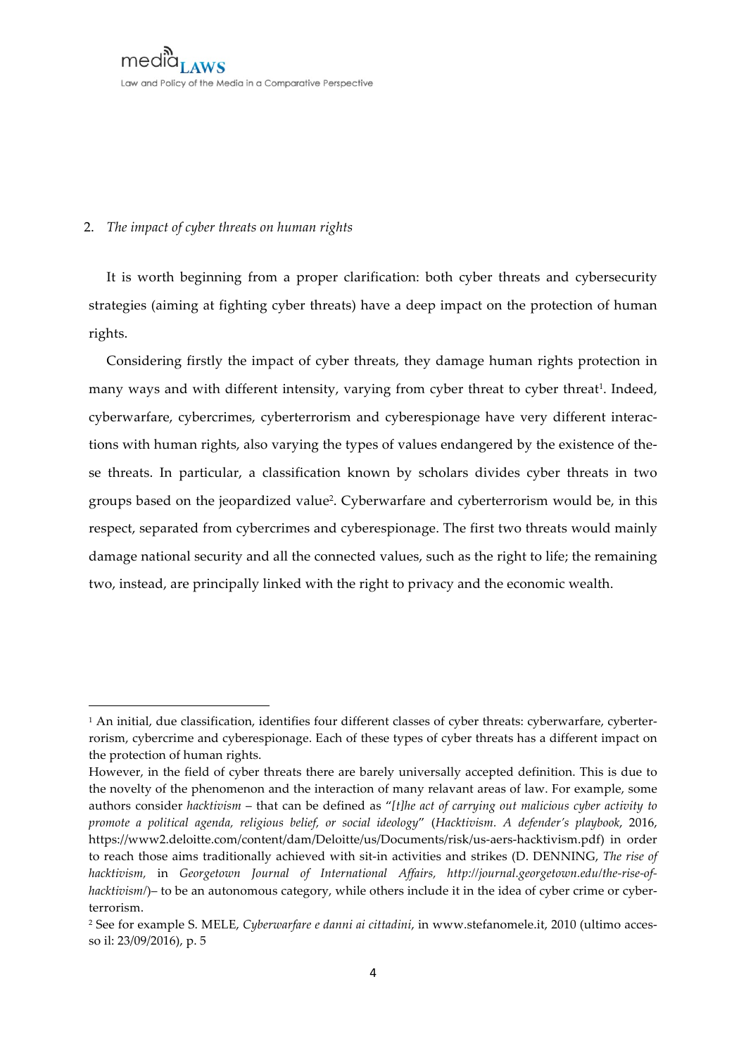## 2. *The impact of cyber threats on human rights*

It is worth beginning from a proper clarification: both cyber threats and cybersecurity strategies (aiming at fighting cyber threats) have a deep impact on the protection of human rights.

Considering firstly the impact of cyber threats, they damage human rights protection in many ways and with different intensity, varying from cyber threat to cyber threat[1]. Indeed, cyberwarfare, cybercrimes, cyberterrorism and cyberespionage have very different interactions with human rights, also varying the types of values endangered by the existence of these threats. In particular, a classification known by scholars divides cyber threats in two groups based on the jeopardized value[2]. Cyberwarfare and cyberterrorism would be, in this respect, separated from cybercrimes and cyberespionage. The first two threats would mainly damage national security and all the connected values, such as the right to life; the remaining two, instead, are principally linked with the right to privacy and the economic wealth.

---

[1] An initial, due classification, identifies four different classes of cyber threats: cyberwarfare, cyberterrorism, cybercrime and cyberespionage. Each of these types of cyber threats has a different impact on the protection of human rights.
However, in the field of cyber threats there are barely universally accepted definition. This is due to the novelty of the phenomenon and the interaction of many relavant areas of law. For example, some authors consider *hacktivism* – that can be defined as "*[t]he act of carrying out malicious cyber activity to promote a political agenda, religious belief, or social ideology*" (*Hacktivism. A defender's playbook*, 2016, https://www2.deloitte.com/content/dam/Deloitte/us/Documents/risk/us-aers-hacktivism.pdf) in order to reach those aims traditionally achieved with sit-in activities and strikes (D. DENNING, *The rise of hacktivism,* in *Georgetown Journal of International Affairs, http://journal.georgetown.edu/the-rise-of-hacktivism/*)– to be an autonomous category, while others include it in the idea of cyber crime or cyberterrorism.

[2] See for example S. MELE, *Cyberwarfare e danni ai cittadini*, in www.stefanomele.it, 2010 (ultimo accesso il: 23/09/2016), p. 5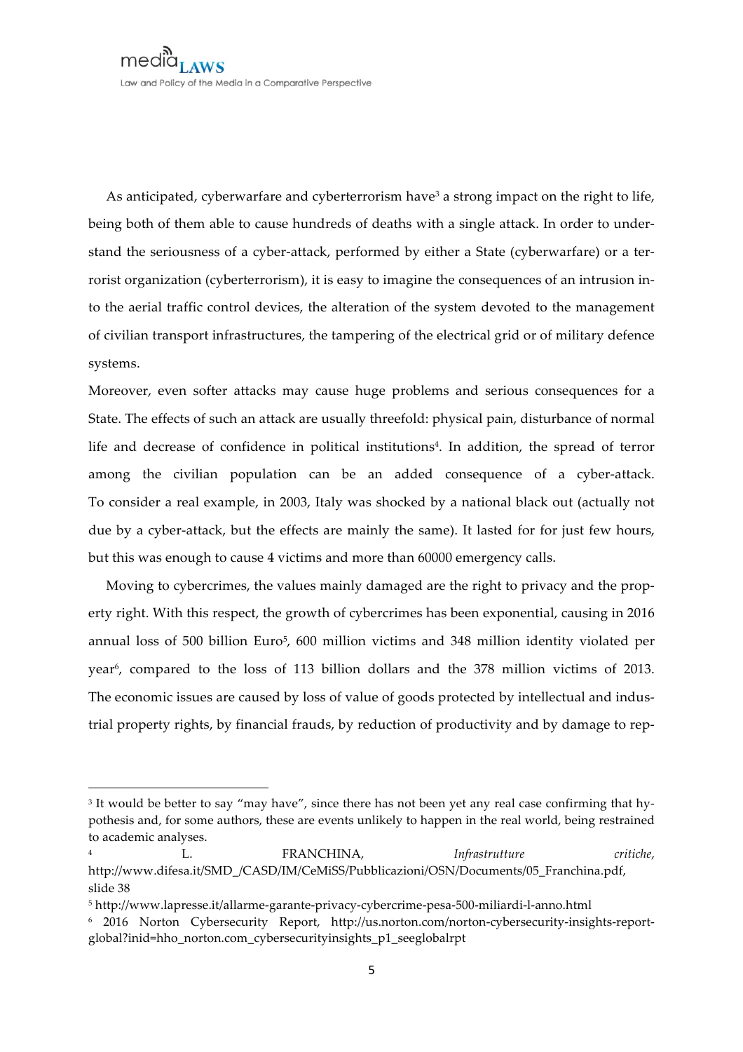As anticipated, cyberwarfare and cyberterrorism have[3] a strong impact on the right to life, being both of them able to cause hundreds of deaths with a single attack. In order to understand the seriousness of a cyber-attack, performed by either a State (cyberwarfare) or a terrorist organization (cyberterrorism), it is easy to imagine the consequences of an intrusion into the aerial traffic control devices, the alteration of the system devoted to the management of civilian transport infrastructures, the tampering of the electrical grid or of military defence systems.

Moreover, even softer attacks may cause huge problems and serious consequences for a State. The effects of such an attack are usually threefold: physical pain, disturbance of normal life and decrease of confidence in political institutions[4]. In addition, the spread of terror among the civilian population can be an added consequence of a cyber-attack. To consider a real example, in 2003, Italy was shocked by a national black out (actually not due by a cyber-attack, but the effects are mainly the same). It lasted for for just few hours, but this was enough to cause 4 victims and more than 60000 emergency calls.

Moving to cybercrimes, the values mainly damaged are the right to privacy and the property right. With this respect, the growth of cybercrimes has been exponential, causing in 2016 annual loss of 500 billion Euro[5], 600 million victims and 348 million identity violated per year[6], compared to the loss of 113 billion dollars and the 378 million victims of 2013. The economic issues are caused by loss of value of goods protected by intellectual and industrial property rights, by financial frauds, by reduction of productivity and by damage to rep-

---

[3] It would be better to say "may have", since there has not been yet any real case confirming that hypothesis and, for some authors, these are events unlikely to happen in the real world, being restrained to academic analyses.

[4] L. FRANCHINA, *Infrastrutture critiche*, http://www.difesa.it/SMD_/CASD/IM/CeMiSS/Pubblicazioni/OSN/Documents/05_Franchina.pdf, slide 38

[5] http://www.lapresse.it/allarme-garante-privacy-cybercrime-pesa-500-miliardi-l-anno.html

[6] 2016 Norton Cybersecurity Report, http://us.norton.com/norton-cybersecurity-insights-report-global?inid=hho_norton.com_cybersecurityinsights_p1_seeglobalrpt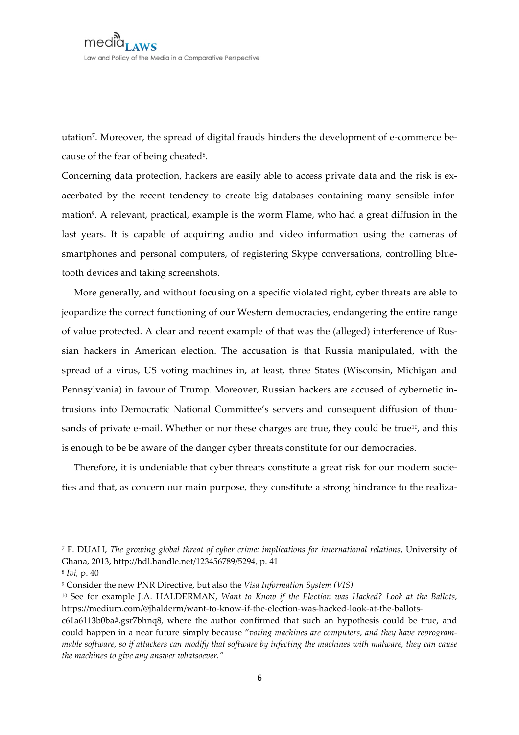utation[7]. Moreover, the spread of digital frauds hinders the development of e-commerce because of the fear of being cheated[8].

Concerning data protection, hackers are easily able to access private data and the risk is exacerbated by the recent tendency to create big databases containing many sensible information[9]. A relevant, practical, example is the worm Flame, who had a great diffusion in the last years. It is capable of acquiring audio and video information using the cameras of smartphones and personal computers, of registering Skype conversations, controlling bluetooth devices and taking screenshots.

More generally, and without focusing on a specific violated right, cyber threats are able to jeopardize the correct functioning of our Western democracies, endangering the entire range of value protected. A clear and recent example of that was the (alleged) interference of Russian hackers in American election. The accusation is that Russia manipulated, with the spread of a virus, US voting machines in, at least, three States (Wisconsin, Michigan and Pennsylvania) in favour of Trump. Moreover, Russian hackers are accused of cybernetic intrusions into Democratic National Committee's servers and consequent diffusion of thousands of private e-mail. Whether or nor these charges are true, they could be true[10], and this is enough to be be aware of the danger cyber threats constitute for our democracies.

Therefore, it is undeniable that cyber threats constitute a great risk for our modern societies and that, as concern our main purpose, they constitute a strong hindrance to the realiza-

---

[7] F. DUAH, *The growing global threat of cyber crime: implications for international relations*, University of Ghana, 2013, http://hdl.handle.net/123456789/5294, p. 41

[8] *Ivi*, p. 40

[9] Consider the new PNR Directive, but also the *Visa Information System (VIS)*

[10] See for example J.A. HALDERMAN, *Want to Know if the Election was Hacked? Look at the Ballots,* https://medium.com/@jhalderm/want-to-know-if-the-election-was-hacked-look-at-the-ballots-c61a6113b0ba#.gsr7bhnq8*,* where the author confirmed that such an hypothesis could be true, and could happen in a near future simply because "*voting machines are computers, and they have reprogrammable software, so if attackers can modify that software by infecting the machines with malware, they can cause the machines to give any answer whatsoever."*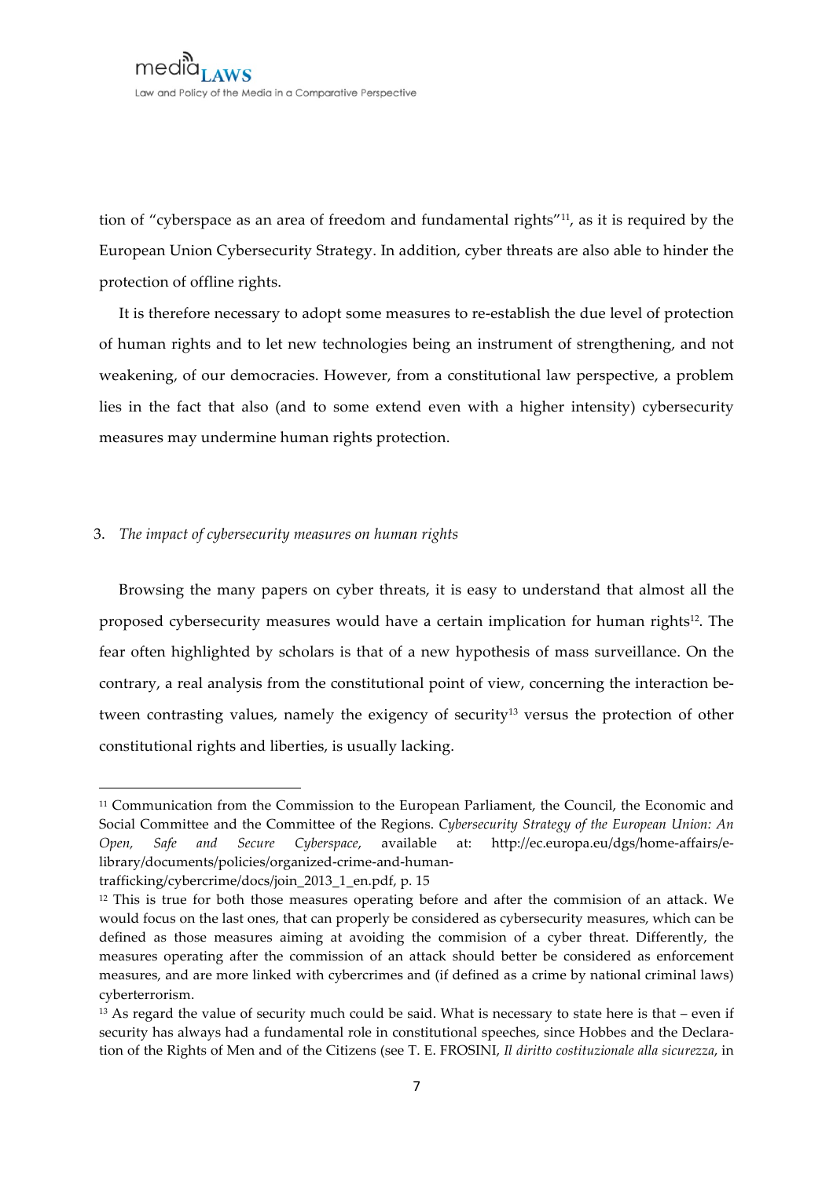tion of "cyberspace as an area of freedom and fundamental rights"[11], as it is required by the European Union Cybersecurity Strategy. In addition, cyber threats are also able to hinder the protection of offline rights.

It is therefore necessary to adopt some measures to re-establish the due level of protection of human rights and to let new technologies being an instrument of strengthening, and not weakening, of our democracies. However, from a constitutional law perspective, a problem lies in the fact that also (and to some extend even with a higher intensity) cybersecurity measures may undermine human rights protection.

## 3. *The impact of cybersecurity measures on human rights*

Browsing the many papers on cyber threats, it is easy to understand that almost all the proposed cybersecurity measures would have a certain implication for human rights[12]. The fear often highlighted by scholars is that of a new hypothesis of mass surveillance. On the contrary, a real analysis from the constitutional point of view, concerning the interaction between contrasting values, namely the exigency of security[13] versus the protection of other constitutional rights and liberties, is usually lacking.

---

[11] Communication from the Commission to the European Parliament, the Council, the Economic and Social Committee and the Committee of the Regions. *Cybersecurity Strategy of the European Union: An Open, Safe and Secure Cyberspace*, available at: http://ec.europa.eu/dgs/home-affairs/e-library/documents/policies/organized-crime-and-human-trafficking/cybercrime/docs/join_2013_1_en.pdf, p. 15

[12] This is true for both those measures operating before and after the commision of an attack. We would focus on the last ones, that can properly be considered as cybersecurity measures, which can be defined as those measures aiming at avoiding the commision of a cyber threat. Differently, the measures operating after the commission of an attack should better be considered as enforcement measures, and are more linked with cybercrimes and (if defined as a crime by national criminal laws) cyberterrorism.

[13] As regard the value of security much could be said. What is necessary to state here is that – even if security has always had a fundamental role in constitutional speeches, since Hobbes and the Declaration of the Rights of Men and of the Citizens (see T. E. FROSINI, *Il diritto costituzionale alla sicurezza*, in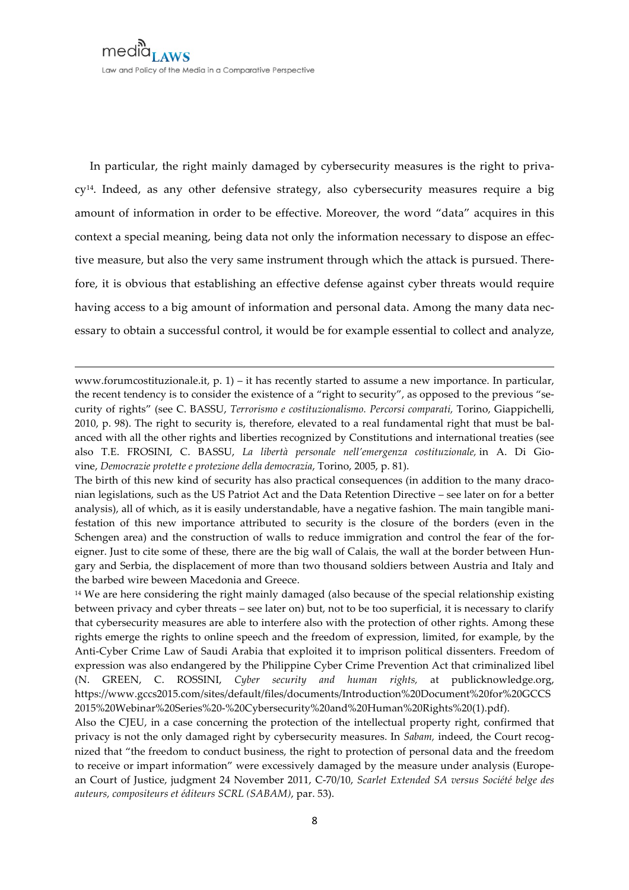In particular, the right mainly damaged by cybersecurity measures is the right to privacy[14]. Indeed, as any other defensive strategy, also cybersecurity measures require a big amount of information in order to be effective. Moreover, the word "data" acquires in this context a special meaning, being data not only the information necessary to dispose an effective measure, but also the very same instrument through which the attack is pursued. Therefore, it is obvious that establishing an effective defense against cyber threats would require having access to a big amount of information and personal data. Among the many data necessary to obtain a successful control, it would be for example essential to collect and analyze,

---

www.forumcostituzionale.it, p. 1) – it has recently started to assume a new importance. In particular, the recent tendency is to consider the existence of a "right to security", as opposed to the previous "security of rights" (see C. BASSU, *Terrorismo e costituzionalismo. Percorsi comparati,* Torino, Giappichelli, 2010, p. 98). The right to security is, therefore, elevated to a real fundamental right that must be balanced with all the other rights and liberties recognized by Constitutions and international treaties (see also T.E. FROSINI, C. BASSU, *La libertà personale nell'emergenza costituzionale,* in A. Di Giovine, *Democrazie protette e protezione della democrazia*, Torino, 2005, p. 81).

The birth of this new kind of security has also practical consequences (in addition to the many draconian legislations, such as the US Patriot Act and the Data Retention Directive – see later on for a better analysis), all of which, as it is easily understandable, have a negative fashion. The main tangible manifestation of this new importance attributed to security is the closure of the borders (even in the Schengen area) and the construction of walls to reduce immigration and control the fear of the foreigner. Just to cite some of these, there are the big wall of Calais, the wall at the border between Hungary and Serbia, the displacement of more than two thousand soldiers between Austria and Italy and the barbed wire beween Macedonia and Greece.

[14] We are here considering the right mainly damaged (also because of the special relationship existing between privacy and cyber threats – see later on) but, not to be too superficial, it is necessary to clarify that cybersecurity measures are able to interfere also with the protection of other rights. Among these rights emerge the rights to online speech and the freedom of expression, limited, for example, by the Anti-Cyber Crime Law of Saudi Arabia that exploited it to imprison political dissenters. Freedom of expression was also endangered by the Philippine Cyber Crime Prevention Act that criminalized libel (N. GREEN, C. ROSSINI, *Cyber security and human rights,* at publicknowledge.org, https://www.gccs2015.com/sites/default/files/documents/Introduction%20Document%20for%20GCCS2015%20Webinar%20Series%20-%20Cybersecurity%20and%20Human%20Rights%20(1).pdf).

Also the CJEU, in a case concerning the protection of the intellectual property right, confirmed that privacy is not the only damaged right by cybersecurity measures. In *Sabam,* indeed, the Court recognized that "the freedom to conduct business, the right to protection of personal data and the freedom to receive or impart information" were excessively damaged by the measure under analysis (European Court of Justice, judgment 24 November 2011, C-70/10, *Scarlet Extended SA versus Société belge des auteurs, compositeurs et éditeurs SCRL (SABAM)*, par. 53).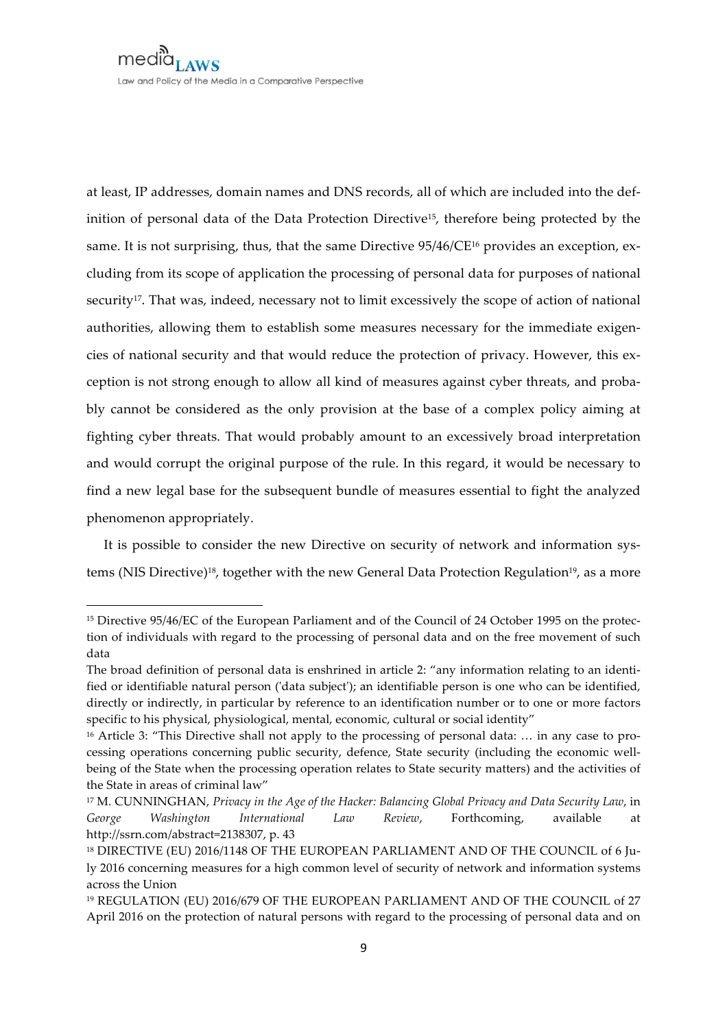at least, IP addresses, domain names and DNS records, all of which are included into the definition of personal data of the Data Protection Directive[15], therefore being protected by the same. It is not surprising, thus, that the same Directive 95/46/CE[16] provides an exception, excluding from its scope of application the processing of personal data for purposes of national security[17]. That was, indeed, necessary not to limit excessively the scope of action of national authorities, allowing them to establish some measures necessary for the immediate exigencies of national security and that would reduce the protection of privacy. However, this exception is not strong enough to allow all kind of measures against cyber threats, and probably cannot be considered as the only provision at the base of a complex policy aiming at fighting cyber threats. That would probably amount to an excessively broad interpretation and would corrupt the original purpose of the rule. In this regard, it would be necessary to find a new legal base for the subsequent bundle of measures essential to fight the analyzed phenomenon appropriately.

It is possible to consider the new Directive on security of network and information systems (NIS Directive)[18], together with the new General Data Protection Regulation[19], as a more

---

[15] Directive 95/46/EC of the European Parliament and of the Council of 24 October 1995 on the protection of individuals with regard to the processing of personal data and on the free movement of such data

The broad definition of personal data is enshrined in article 2: "any information relating to an identified or identifiable natural person ('data subject'); an identifiable person is one who can be identified, directly or indirectly, in particular by reference to an identification number or to one or more factors specific to his physical, physiological, mental, economic, cultural or social identity"

[16] Article 3: "This Directive shall not apply to the processing of personal data: … in any case to processing operations concerning public security, defence, State security (including the economic well-being of the State when the processing operation relates to State security matters) and the activities of the State in areas of criminal law"

[17] M. CUNNINGHAN, *Privacy in the Age of the Hacker: Balancing Global Privacy and Data Security Law*, in *George Washington International Law Review*, Forthcoming, available at http://ssrn.com/abstract=2138307, p. 43

[18] DIRECTIVE (EU) 2016/1148 OF THE EUROPEAN PARLIAMENT AND OF THE COUNCIL of 6 July 2016 concerning measures for a high common level of security of network and information systems across the Union

[19] REGULATION (EU) 2016/679 OF THE EUROPEAN PARLIAMENT AND OF THE COUNCIL of 27 April 2016 on the protection of natural persons with regard to the processing of personal data and on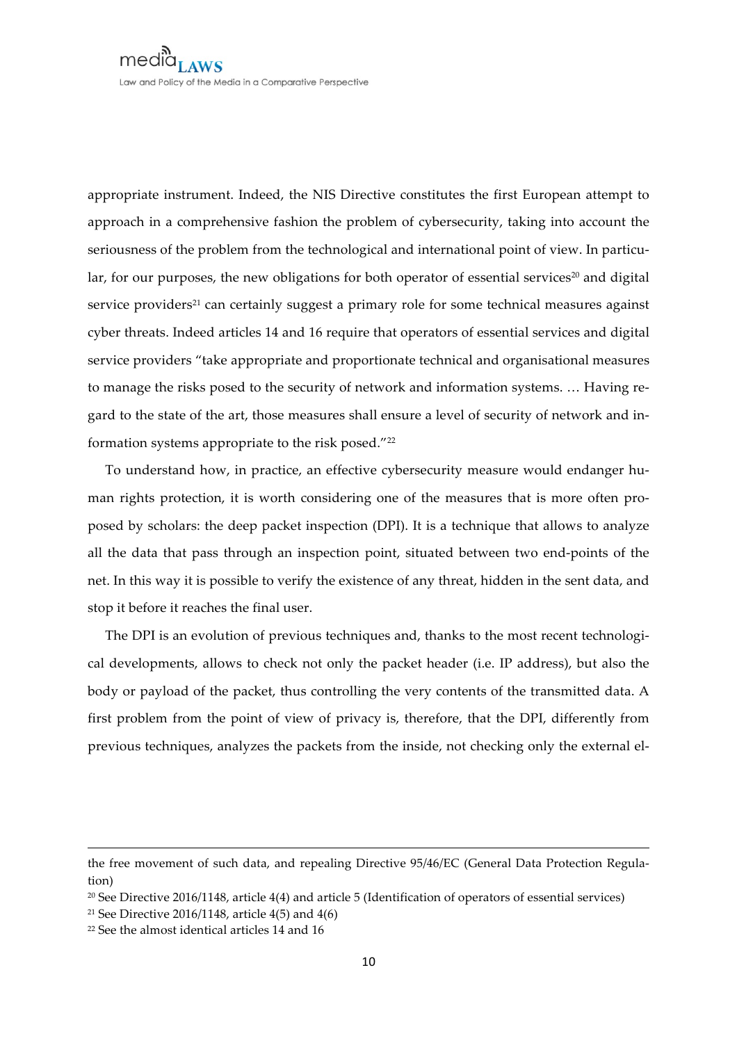appropriate instrument. Indeed, the NIS Directive constitutes the first European attempt to approach in a comprehensive fashion the problem of cybersecurity, taking into account the seriousness of the problem from the technological and international point of view. In particular, for our purposes, the new obligations for both operator of essential services[20] and digital service providers[21] can certainly suggest a primary role for some technical measures against cyber threats. Indeed articles 14 and 16 require that operators of essential services and digital service providers "take appropriate and proportionate technical and organisational measures to manage the risks posed to the security of network and information systems. … Having regard to the state of the art, those measures shall ensure a level of security of network and information systems appropriate to the risk posed."[22]

To understand how, in practice, an effective cybersecurity measure would endanger human rights protection, it is worth considering one of the measures that is more often proposed by scholars: the deep packet inspection (DPI). It is a technique that allows to analyze all the data that pass through an inspection point, situated between two end-points of the net. In this way it is possible to verify the existence of any threat, hidden in the sent data, and stop it before it reaches the final user.

The DPI is an evolution of previous techniques and, thanks to the most recent technological developments, allows to check not only the packet header (i.e. IP address), but also the body or payload of the packet, thus controlling the very contents of the transmitted data. A first problem from the point of view of privacy is, therefore, that the DPI, differently from previous techniques, analyzes the packets from the inside, not checking only the external el-

---

the free movement of such data, and repealing Directive 95/46/EC (General Data Protection Regulation)

[20] See Directive 2016/1148, article 4(4) and article 5 (Identification of operators of essential services)

[21] See Directive 2016/1148, article 4(5) and 4(6)

[22] See the almost identical articles 14 and 16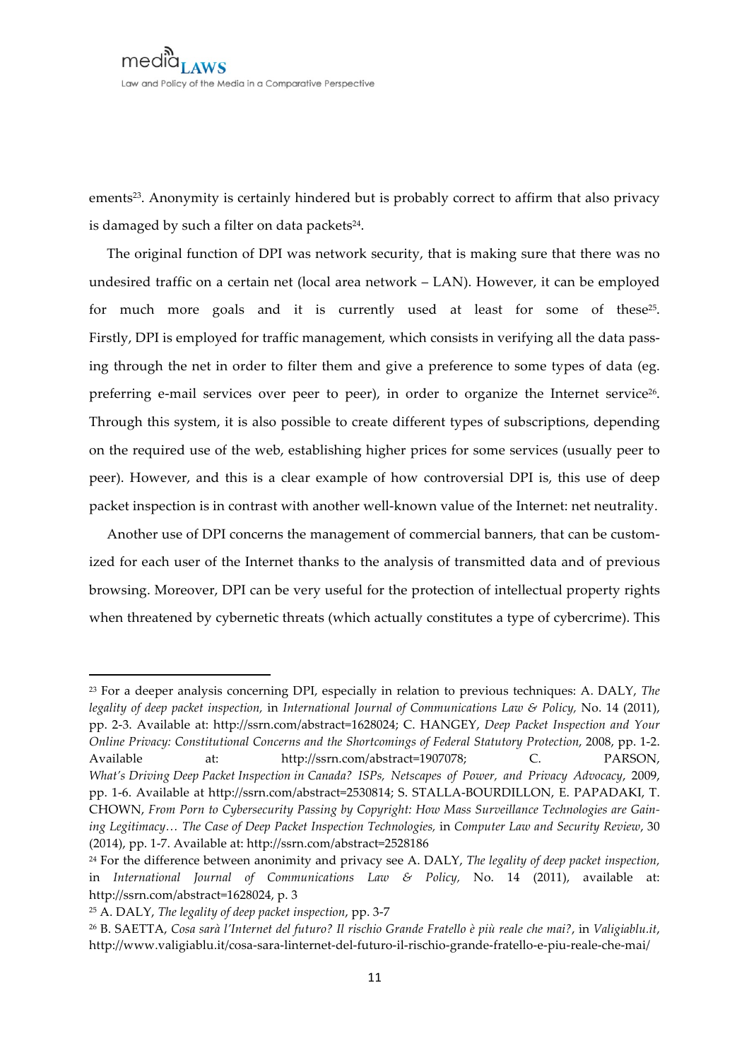ements[23]. Anonymity is certainly hindered but is probably correct to affirm that also privacy is damaged by such a filter on data packets[24].

The original function of DPI was network security, that is making sure that there was no undesired traffic on a certain net (local area network – LAN). However, it can be employed for much more goals and it is currently used at least for some of these[25]. Firstly, DPI is employed for traffic management, which consists in verifying all the data passing through the net in order to filter them and give a preference to some types of data (eg. preferring e-mail services over peer to peer), in order to organize the Internet service[26]. Through this system, it is also possible to create different types of subscriptions, depending on the required use of the web, establishing higher prices for some services (usually peer to peer). However, and this is a clear example of how controversial DPI is, this use of deep packet inspection is in contrast with another well-known value of the Internet: net neutrality.

Another use of DPI concerns the management of commercial banners, that can be customized for each user of the Internet thanks to the analysis of transmitted data and of previous browsing. Moreover, DPI can be very useful for the protection of intellectual property rights when threatened by cybernetic threats (which actually constitutes a type of cybercrime). This

---

[23] For a deeper analysis concerning DPI, especially in relation to previous techniques: A. DALY, *The legality of deep packet inspection,* in *International Journal of Communications Law & Policy,* No. 14 (2011), pp. 2-3. Available at: http://ssrn.com/abstract=1628024; C. HANGEY, *Deep Packet Inspection and Your Online Privacy: Constitutional Concerns and the Shortcomings of Federal Statutory Protection*, 2008, pp. 1-2. Available at: http://ssrn.com/abstract=1907078; C. PARSON, *What's Driving Deep Packet Inspection in Canada? ISPs, Netscapes of Power, and Privacy Advocacy*, 2009, pp. 1-6. Available at http://ssrn.com/abstract=2530814; S. STALLA-BOURDILLON, E. PAPADAKI, T. CHOWN, *From Porn to Cybersecurity Passing by Copyright: How Mass Surveillance Technologies are Gaining Legitimacy… The Case of Deep Packet Inspection Technologies,* in *Computer Law and Security Review*, 30 (2014), pp. 1-7. Available at: http://ssrn.com/abstract=2528186

[24] For the difference between anonimity and privacy see A. DALY, *The legality of deep packet inspection,* in *International Journal of Communications Law & Policy,* No. 14 (2011), available at: http://ssrn.com/abstract=1628024, p. 3

[25] A. DALY, *The legality of deep packet inspection*, pp. 3-7

[26] B. SAETTA, *Cosa sarà l'Internet del futuro? Il rischio Grande Fratello è più reale che mai?*, in *Valigiablu.it*, http://www.valigiablu.it/cosa-sara-linternet-del-futuro-il-rischio-grande-fratello-e-piu-reale-che-mai/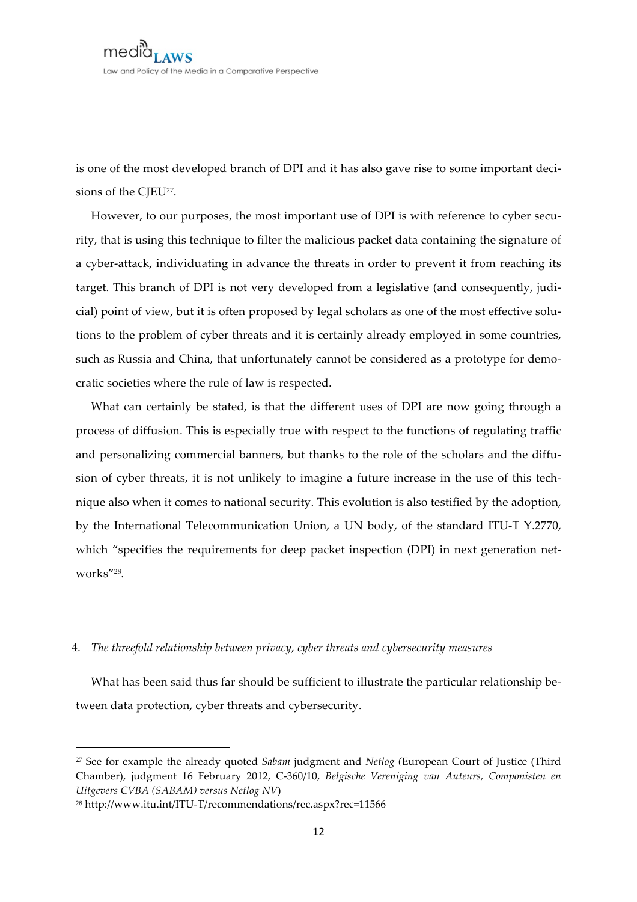is one of the most developed branch of DPI and it has also gave rise to some important decisions of the CJEU[27].

However, to our purposes, the most important use of DPI is with reference to cyber security, that is using this technique to filter the malicious packet data containing the signature of a cyber-attack, individuating in advance the threats in order to prevent it from reaching its target. This branch of DPI is not very developed from a legislative (and consequently, judicial) point of view, but it is often proposed by legal scholars as one of the most effective solutions to the problem of cyber threats and it is certainly already employed in some countries, such as Russia and China, that unfortunately cannot be considered as a prototype for democratic societies where the rule of law is respected.

What can certainly be stated, is that the different uses of DPI are now going through a process of diffusion. This is especially true with respect to the functions of regulating traffic and personalizing commercial banners, but thanks to the role of the scholars and the diffusion of cyber threats, it is not unlikely to imagine a future increase in the use of this technique also when it comes to national security. This evolution is also testified by the adoption, by the International Telecommunication Union, a UN body, of the standard ITU-T Y.2770, which "specifies the requirements for deep packet inspection (DPI) in next generation networks"[28].

## 4. *The threefold relationship between privacy, cyber threats and cybersecurity measures*

What has been said thus far should be sufficient to illustrate the particular relationship between data protection, cyber threats and cybersecurity.

---

[27] See for example the already quoted *Sabam* judgment and *Netlog (*European Court of Justice (Third Chamber), judgment 16 February 2012, C-360/10, *Belgische Vereniging van Auteurs, Componisten en Uitgevers CVBA (SABAM) versus Netlog NV*)

[28] http://www.itu.int/ITU-T/recommendations/rec.aspx?rec=11566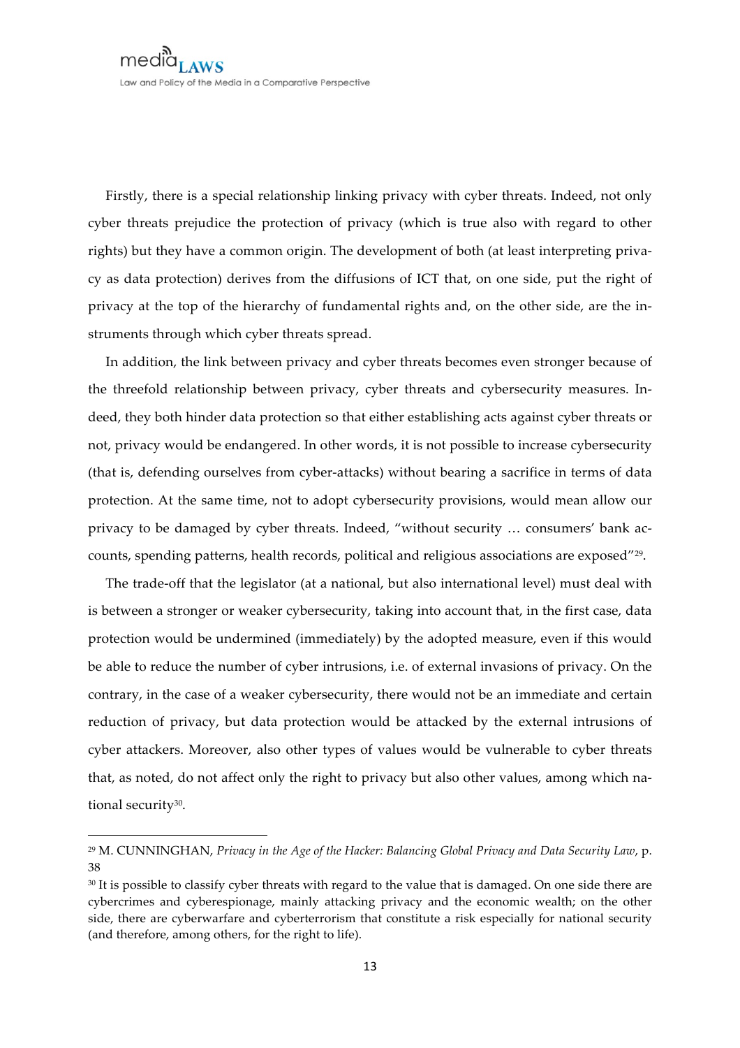Firstly, there is a special relationship linking privacy with cyber threats. Indeed, not only cyber threats prejudice the protection of privacy (which is true also with regard to other rights) but they have a common origin. The development of both (at least interpreting privacy as data protection) derives from the diffusions of ICT that, on one side, put the right of privacy at the top of the hierarchy of fundamental rights and, on the other side, are the instruments through which cyber threats spread.

In addition, the link between privacy and cyber threats becomes even stronger because of the threefold relationship between privacy, cyber threats and cybersecurity measures. Indeed, they both hinder data protection so that either establishing acts against cyber threats or not, privacy would be endangered. In other words, it is not possible to increase cybersecurity (that is, defending ourselves from cyber-attacks) without bearing a sacrifice in terms of data protection. At the same time, not to adopt cybersecurity provisions, would mean allow our privacy to be damaged by cyber threats. Indeed, "without security … consumers' bank accounts, spending patterns, health records, political and religious associations are exposed"[29].

The trade-off that the legislator (at a national, but also international level) must deal with is between a stronger or weaker cybersecurity, taking into account that, in the first case, data protection would be undermined (immediately) by the adopted measure, even if this would be able to reduce the number of cyber intrusions, i.e. of external invasions of privacy. On the contrary, in the case of a weaker cybersecurity, there would not be an immediate and certain reduction of privacy, but data protection would be attacked by the external intrusions of cyber attackers. Moreover, also other types of values would be vulnerable to cyber threats that, as noted, do not affect only the right to privacy but also other values, among which national security[30].

---

[29] M. CUNNINGHAN, *Privacy in the Age of the Hacker: Balancing Global Privacy and Data Security Law*, p. 38

[30] It is possible to classify cyber threats with regard to the value that is damaged. On one side there are cybercrimes and cyberespionage, mainly attacking privacy and the economic wealth; on the other side, there are cyberwarfare and cyberterrorism that constitute a risk especially for national security (and therefore, among others, for the right to life).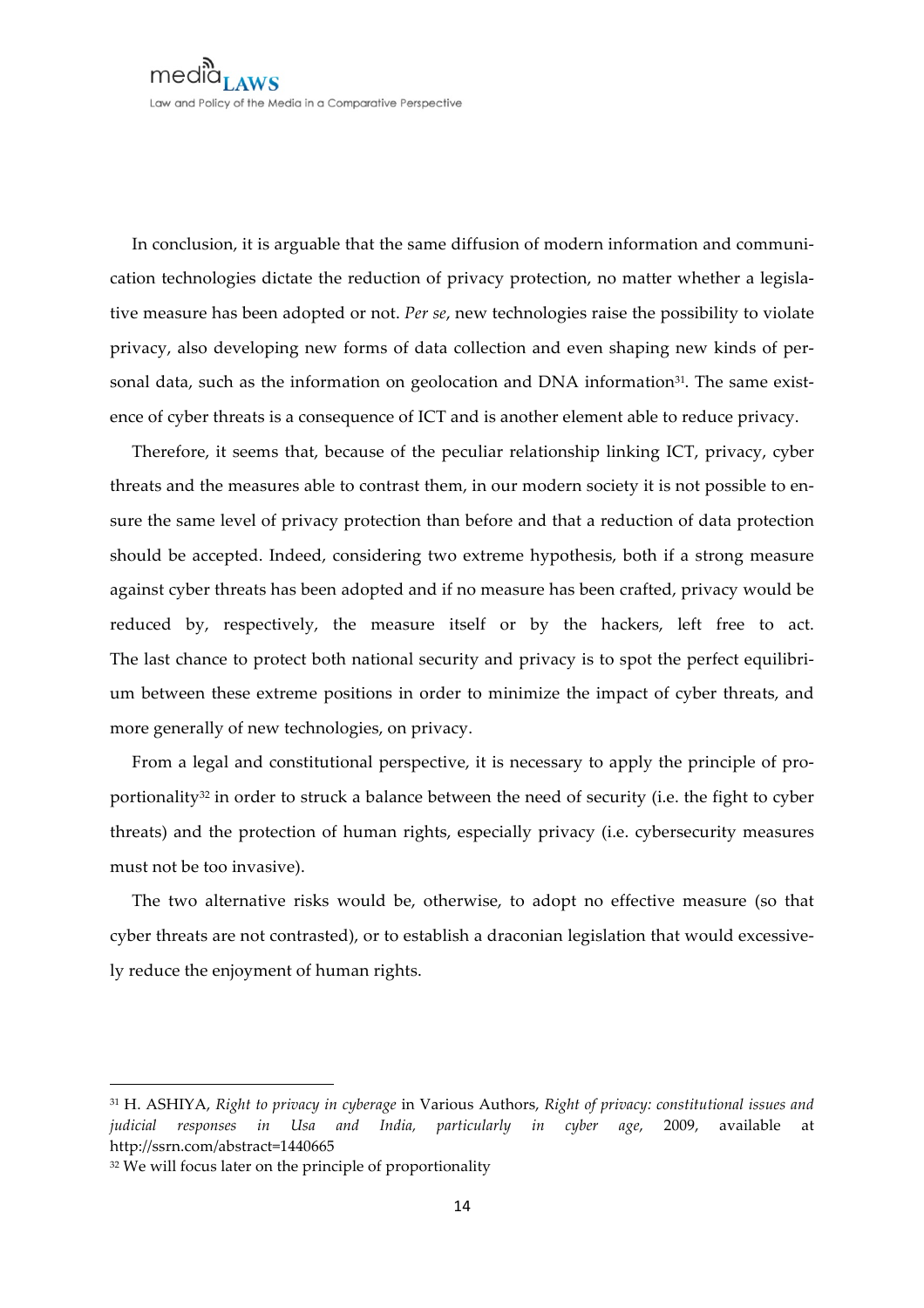In conclusion, it is arguable that the same diffusion of modern information and communication technologies dictate the reduction of privacy protection, no matter whether a legislative measure has been adopted or not. *Per se*, new technologies raise the possibility to violate privacy, also developing new forms of data collection and even shaping new kinds of personal data, such as the information on geolocation and DNA information[31]. The same existence of cyber threats is a consequence of ICT and is another element able to reduce privacy.

Therefore, it seems that, because of the peculiar relationship linking ICT, privacy, cyber threats and the measures able to contrast them, in our modern society it is not possible to ensure the same level of privacy protection than before and that a reduction of data protection should be accepted. Indeed, considering two extreme hypothesis, both if a strong measure against cyber threats has been adopted and if no measure has been crafted, privacy would be reduced by, respectively, the measure itself or by the hackers, left free to act. The last chance to protect both national security and privacy is to spot the perfect equilibrium between these extreme positions in order to minimize the impact of cyber threats, and more generally of new technologies, on privacy.

From a legal and constitutional perspective, it is necessary to apply the principle of proportionality[32] in order to struck a balance between the need of security (i.e. the fight to cyber threats) and the protection of human rights, especially privacy (i.e. cybersecurity measures must not be too invasive).

The two alternative risks would be, otherwise, to adopt no effective measure (so that cyber threats are not contrasted), or to establish a draconian legislation that would excessively reduce the enjoyment of human rights.

---

[31] H. ASHIYA, *Right to privacy in cyberage* in Various Authors, *Right of privacy: constitutional issues and judicial responses in Usa and India, particularly in cyber age*, 2009, available at http://ssrn.com/abstract=1440665

[32] We will focus later on the principle of proportionality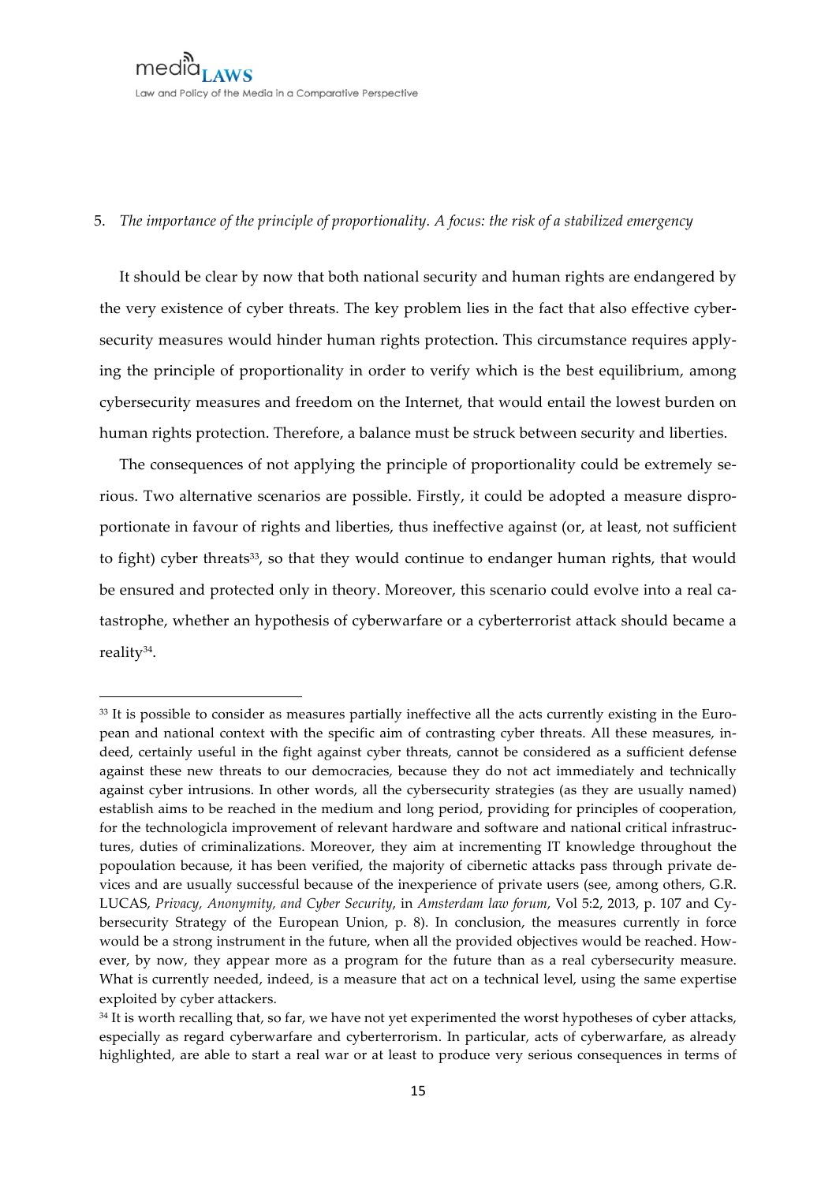5. *The importance of the principle of proportionality. A focus: the risk of a stabilized emergency*

It should be clear by now that both national security and human rights are endangered by the very existence of cyber threats. The key problem lies in the fact that also effective cybersecurity measures would hinder human rights protection. This circumstance requires applying the principle of proportionality in order to verify which is the best equilibrium, among cybersecurity measures and freedom on the Internet, that would entail the lowest burden on human rights protection. Therefore, a balance must be struck between security and liberties.

The consequences of not applying the principle of proportionality could be extremely serious. Two alternative scenarios are possible. Firstly, it could be adopted a measure disproportionate in favour of rights and liberties, thus ineffective against (or, at least, not sufficient to fight) cyber threats[33], so that they would continue to endanger human rights, that would be ensured and protected only in theory. Moreover, this scenario could evolve into a real catastrophe, whether an hypothesis of cyberwarfare or a cyberterrorist attack should became a reality[34].

---

[33] It is possible to consider as measures partially ineffective all the acts currently existing in the European and national context with the specific aim of contrasting cyber threats. All these measures, indeed, certainly useful in the fight against cyber threats, cannot be considered as a sufficient defense against these new threats to our democracies, because they do not act immediately and technically against cyber intrusions. In other words, all the cybersecurity strategies (as they are usually named) establish aims to be reached in the medium and long period, providing for principles of cooperation, for the technologicla improvement of relevant hardware and software and national critical infrastructures, duties of criminalizations. Moreover, they aim at incrementing IT knowledge throughout the popoulation because, it has been verified, the majority of cibernetic attacks pass through private devices and are usually successful because of the inexperience of private users (see, among others, G.R. LUCAS, *Privacy, Anonymity, and Cyber Security*, in *Amsterdam law forum,* Vol 5:2, 2013, p. 107 and Cybersecurity Strategy of the European Union, p. 8). In conclusion, the measures currently in force would be a strong instrument in the future, when all the provided objectives would be reached. However, by now, they appear more as a program for the future than as a real cybersecurity measure. What is currently needed, indeed, is a measure that act on a technical level, using the same expertise exploited by cyber attackers.

[34] It is worth recalling that, so far, we have not yet experimented the worst hypotheses of cyber attacks, especially as regard cyberwarfare and cyberterrorism. In particular, acts of cyberwarfare, as already highlighted, are able to start a real war or at least to produce very serious consequences in terms of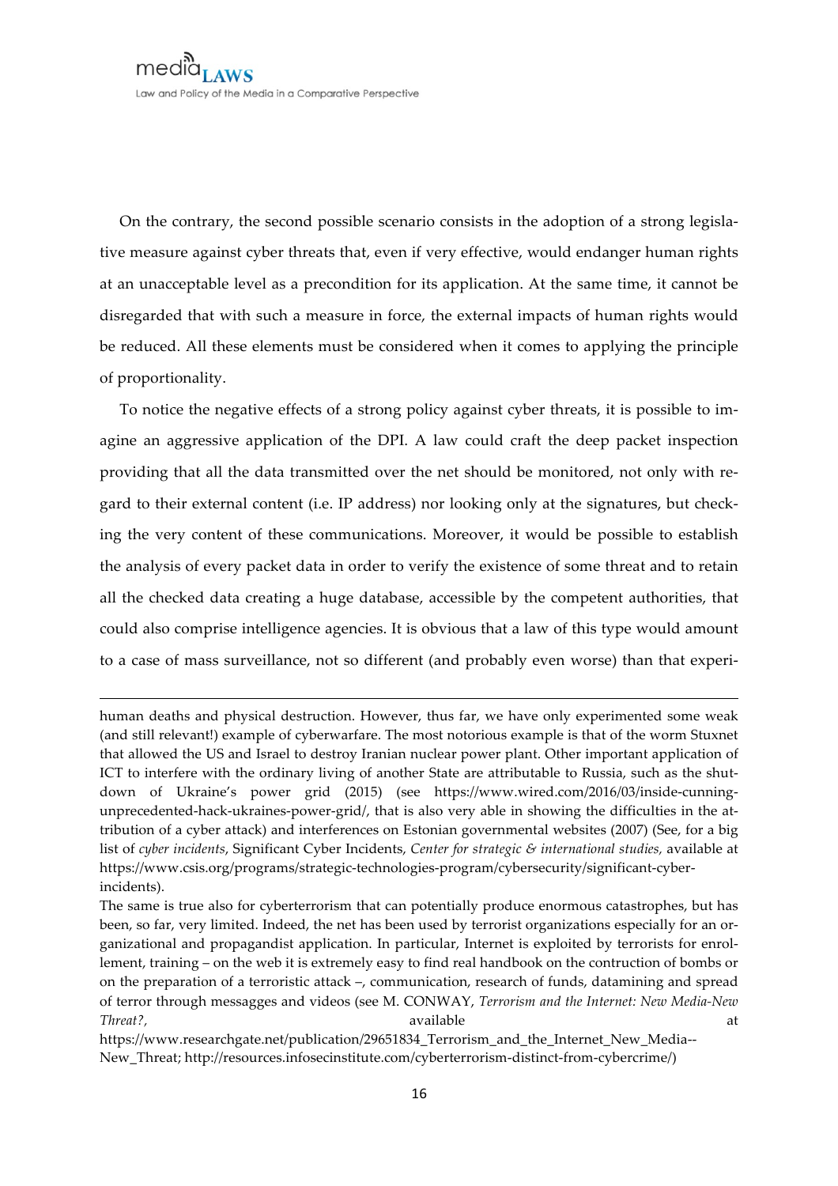On the contrary, the second possible scenario consists in the adoption of a strong legislative measure against cyber threats that, even if very effective, would endanger human rights at an unacceptable level as a precondition for its application. At the same time, it cannot be disregarded that with such a measure in force, the external impacts of human rights would be reduced. All these elements must be considered when it comes to applying the principle of proportionality.

To notice the negative effects of a strong policy against cyber threats, it is possible to imagine an aggressive application of the DPI. A law could craft the deep packet inspection providing that all the data transmitted over the net should be monitored, not only with regard to their external content (i.e. IP address) nor looking only at the signatures, but checking the very content of these communications. Moreover, it would be possible to establish the analysis of every packet data in order to verify the existence of some threat and to retain all the checked data creating a huge database, accessible by the competent authorities, that could also comprise intelligence agencies. It is obvious that a law of this type would amount to a case of mass surveillance, not so different (and probably even worse) than that experi-

---

human deaths and physical destruction. However, thus far, we have only experimented some weak (and still relevant!) example of cyberwarfare. The most notorious example is that of the worm Stuxnet that allowed the US and Israel to destroy Iranian nuclear power plant. Other important application of ICT to interfere with the ordinary living of another State are attributable to Russia, such as the shutdown of Ukraine's power grid (2015) (see https://www.wired.com/2016/03/inside-cunning-unprecedented-hack-ukraines-power-grid/, that is also very able in showing the difficulties in the attribution of a cyber attack) and interferences on Estonian governmental websites (2007) (See, for a big list of *cyber incidents*, Significant Cyber Incidents, *Center for strategic & international studies,* available at https://www.csis.org/programs/strategic-technologies-program/cybersecurity/significant-cyber-incidents).

The same is true also for cyberterrorism that can potentially produce enormous catastrophes, but has been, so far, very limited. Indeed, the net has been used by terrorist organizations especially for an organizational and propagandist application. In particular, Internet is exploited by terrorists for enrollement, training – on the web it is extremely easy to find real handbook on the contruction of bombs or on the preparation of a terroristic attack –, communication, research of funds, datamining and spread of terror through messagges and videos (see M. CONWAY, *Terrorism and the Internet: New Media-New Threat?,* available at https://www.researchgate.net/publication/29651834_Terrorism_and_the_Internet_New_Media--New_Threat; http://resources.infosecinstitute.com/cyberterrorism-distinct-from-cybercrime/)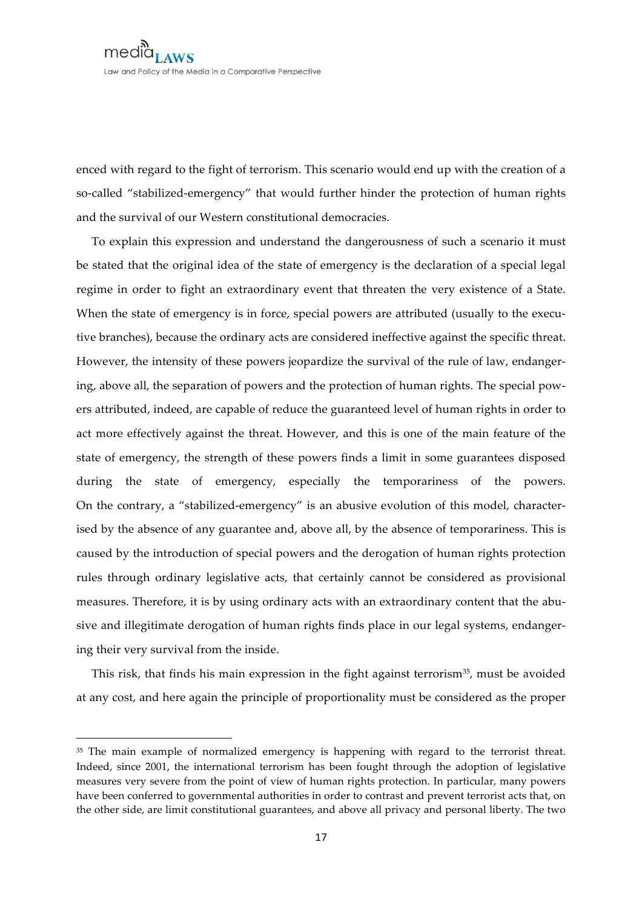enced with regard to the fight of terrorism. This scenario would end up with the creation of a so-called "stabilized-emergency" that would further hinder the protection of human rights and the survival of our Western constitutional democracies.

To explain this expression and understand the dangerousness of such a scenario it must be stated that the original idea of the state of emergency is the declaration of a special legal regime in order to fight an extraordinary event that threaten the very existence of a State. When the state of emergency is in force, special powers are attributed (usually to the executive branches), because the ordinary acts are considered ineffective against the specific threat. However, the intensity of these powers jeopardize the survival of the rule of law, endangering, above all, the separation of powers and the protection of human rights. The special powers attributed, indeed, are capable of reduce the guaranteed level of human rights in order to act more effectively against the threat. However, and this is one of the main feature of the state of emergency, the strength of these powers finds a limit in some guarantees disposed during the state of emergency, especially the temporariness of the powers. On the contrary, a "stabilized-emergency" is an abusive evolution of this model, characterised by the absence of any guarantee and, above all, by the absence of temporariness. This is caused by the introduction of special powers and the derogation of human rights protection rules through ordinary legislative acts, that certainly cannot be considered as provisional measures. Therefore, it is by using ordinary acts with an extraordinary content that the abusive and illegitimate derogation of human rights finds place in our legal systems, endangering their very survival from the inside.

This risk, that finds his main expression in the fight against terrorism[35], must be avoided at any cost, and here again the principle of proportionality must be considered as the proper

[35] The main example of normalized emergency is happening with regard to the terrorist threat. Indeed, since 2001, the international terrorism has been fought through the adoption of legislative measures very severe from the point of view of human rights protection. In particular, many powers have been conferred to governmental authorities in order to contrast and prevent terrorist acts that, on the other side, are limit constitutional guarantees, and above all privacy and personal liberty. The two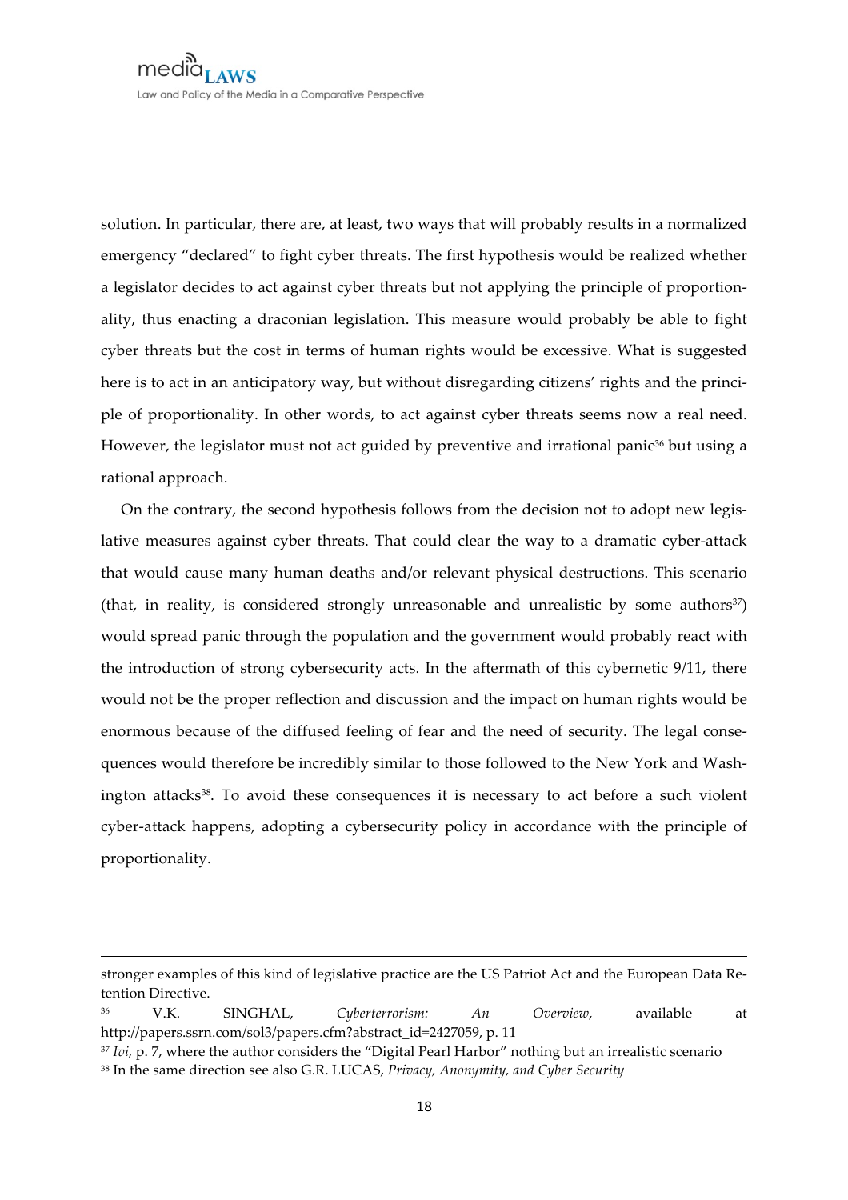solution. In particular, there are, at least, two ways that will probably results in a normalized emergency "declared" to fight cyber threats. The first hypothesis would be realized whether a legislator decides to act against cyber threats but not applying the principle of proportionality, thus enacting a draconian legislation. This measure would probably be able to fight cyber threats but the cost in terms of human rights would be excessive. What is suggested here is to act in an anticipatory way, but without disregarding citizens' rights and the principle of proportionality. In other words, to act against cyber threats seems now a real need. However, the legislator must not act guided by preventive and irrational panic[36] but using a rational approach.

On the contrary, the second hypothesis follows from the decision not to adopt new legislative measures against cyber threats. That could clear the way to a dramatic cyber-attack that would cause many human deaths and/or relevant physical destructions. This scenario (that, in reality, is considered strongly unreasonable and unrealistic by some authors[37]) would spread panic through the population and the government would probably react with the introduction of strong cybersecurity acts. In the aftermath of this cybernetic 9/11, there would not be the proper reflection and discussion and the impact on human rights would be enormous because of the diffused feeling of fear and the need of security. The legal consequences would therefore be incredibly similar to those followed to the New York and Washington attacks[38]. To avoid these consequences it is necessary to act before a such violent cyber-attack happens, adopting a cybersecurity policy in accordance with the principle of proportionality.

---

stronger examples of this kind of legislative practice are the US Patriot Act and the European Data Retention Directive.

[36] V.K. SINGHAL, *Cyberterrorism: An Overview*, available at http://papers.ssrn.com/sol3/papers.cfm?abstract_id=2427059, p. 11

[37] *Ivi*, p. 7, where the author considers the "Digital Pearl Harbor" nothing but an irrealistic scenario

[38] In the same direction see also G.R. LUCAS, *Privacy, Anonymity, and Cyber Security*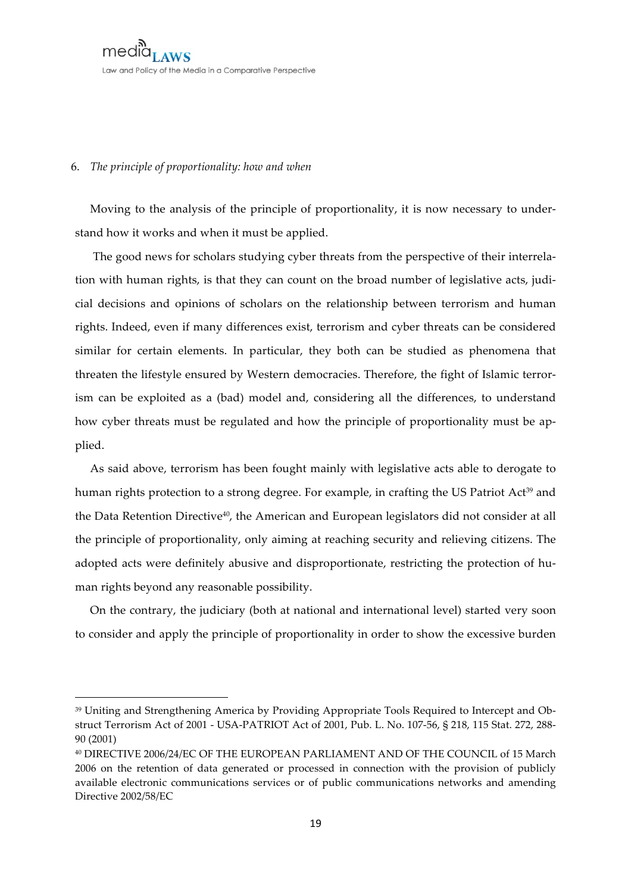## 6. *The principle of proportionality: how and when*

Moving to the analysis of the principle of proportionality, it is now necessary to understand how it works and when it must be applied.

The good news for scholars studying cyber threats from the perspective of their interrelation with human rights, is that they can count on the broad number of legislative acts, judicial decisions and opinions of scholars on the relationship between terrorism and human rights. Indeed, even if many differences exist, terrorism and cyber threats can be considered similar for certain elements. In particular, they both can be studied as phenomena that threaten the lifestyle ensured by Western democracies. Therefore, the fight of Islamic terrorism can be exploited as a (bad) model and, considering all the differences, to understand how cyber threats must be regulated and how the principle of proportionality must be applied.

As said above, terrorism has been fought mainly with legislative acts able to derogate to human rights protection to a strong degree. For example, in crafting the US Patriot Act[39] and the Data Retention Directive[40], the American and European legislators did not consider at all the principle of proportionality, only aiming at reaching security and relieving citizens. The adopted acts were definitely abusive and disproportionate, restricting the protection of human rights beyond any reasonable possibility.

On the contrary, the judiciary (both at national and international level) started very soon to consider and apply the principle of proportionality in order to show the excessive burden

---

[39] Uniting and Strengthening America by Providing Appropriate Tools Required to Intercept and Obstruct Terrorism Act of 2001 - USA-PATRIOT Act of 2001, Pub. L. No. 107-56, § 218, 115 Stat. 272, 288-90 (2001)

[40] DIRECTIVE 2006/24/EC OF THE EUROPEAN PARLIAMENT AND OF THE COUNCIL of 15 March 2006 on the retention of data generated or processed in connection with the provision of publicly available electronic communications services or of public communications networks and amending Directive 2002/58/EC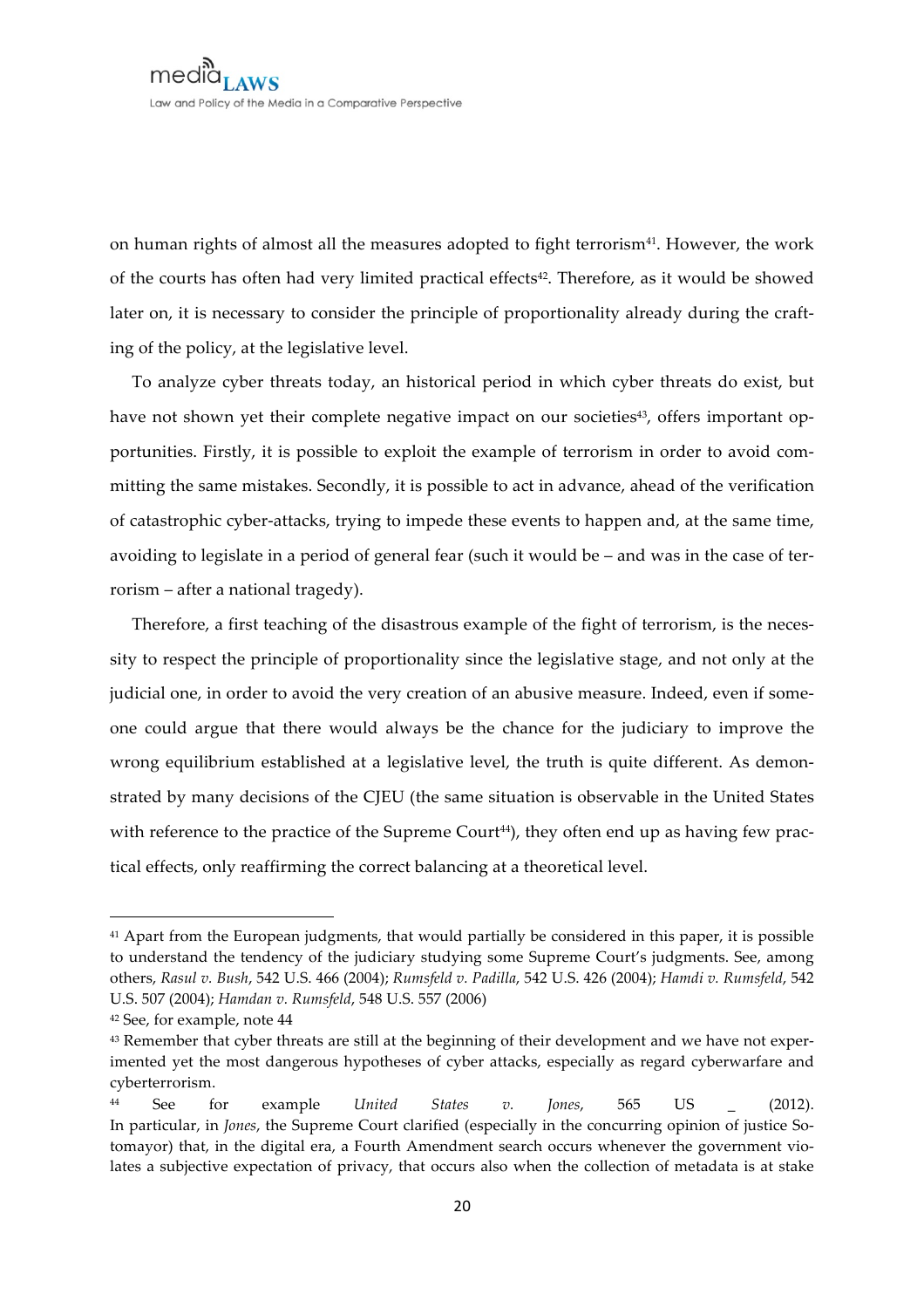on human rights of almost all the measures adopted to fight terrorism[41]. However, the work of the courts has often had very limited practical effects[42]. Therefore, as it would be showed later on, it is necessary to consider the principle of proportionality already during the crafting of the policy, at the legislative level.

To analyze cyber threats today, an historical period in which cyber threats do exist, but have not shown yet their complete negative impact on our societies[43], offers important opportunities. Firstly, it is possible to exploit the example of terrorism in order to avoid committing the same mistakes. Secondly, it is possible to act in advance, ahead of the verification of catastrophic cyber-attacks, trying to impede these events to happen and, at the same time, avoiding to legislate in a period of general fear (such it would be – and was in the case of terrorism – after a national tragedy).

Therefore, a first teaching of the disastrous example of the fight of terrorism, is the necessity to respect the principle of proportionality since the legislative stage, and not only at the judicial one, in order to avoid the very creation of an abusive measure. Indeed, even if someone could argue that there would always be the chance for the judiciary to improve the wrong equilibrium established at a legislative level, the truth is quite different. As demonstrated by many decisions of the CJEU (the same situation is observable in the United States with reference to the practice of the Supreme Court[44]), they often end up as having few practical effects, only reaffirming the correct balancing at a theoretical level.

---

[41] Apart from the European judgments, that would partially be considered in this paper, it is possible to understand the tendency of the judiciary studying some Supreme Court's judgments. See, among others, *Rasul v. Bush*, 542 U.S. 466 (2004); *Rumsfeld v. Padilla*, 542 U.S. 426 (2004); *Hamdi v. Rumsfeld*, 542 U.S. 507 (2004); *Hamdan v. Rumsfeld*, 548 U.S. 557 (2006)

[42] See, for example, note 44

[43] Remember that cyber threats are still at the beginning of their development and we have not experimented yet the most dangerous hypotheses of cyber attacks, especially as regard cyberwarfare and cyberterrorism.

[44] See for example *United States v. Jones*, 565 US _ (2012). In particular, in *Jones*, the Supreme Court clarified (especially in the concurring opinion of justice Sotomayor) that, in the digital era, a Fourth Amendment search occurs whenever the government violates a subjective expectation of privacy, that occurs also when the collection of metadata is at stake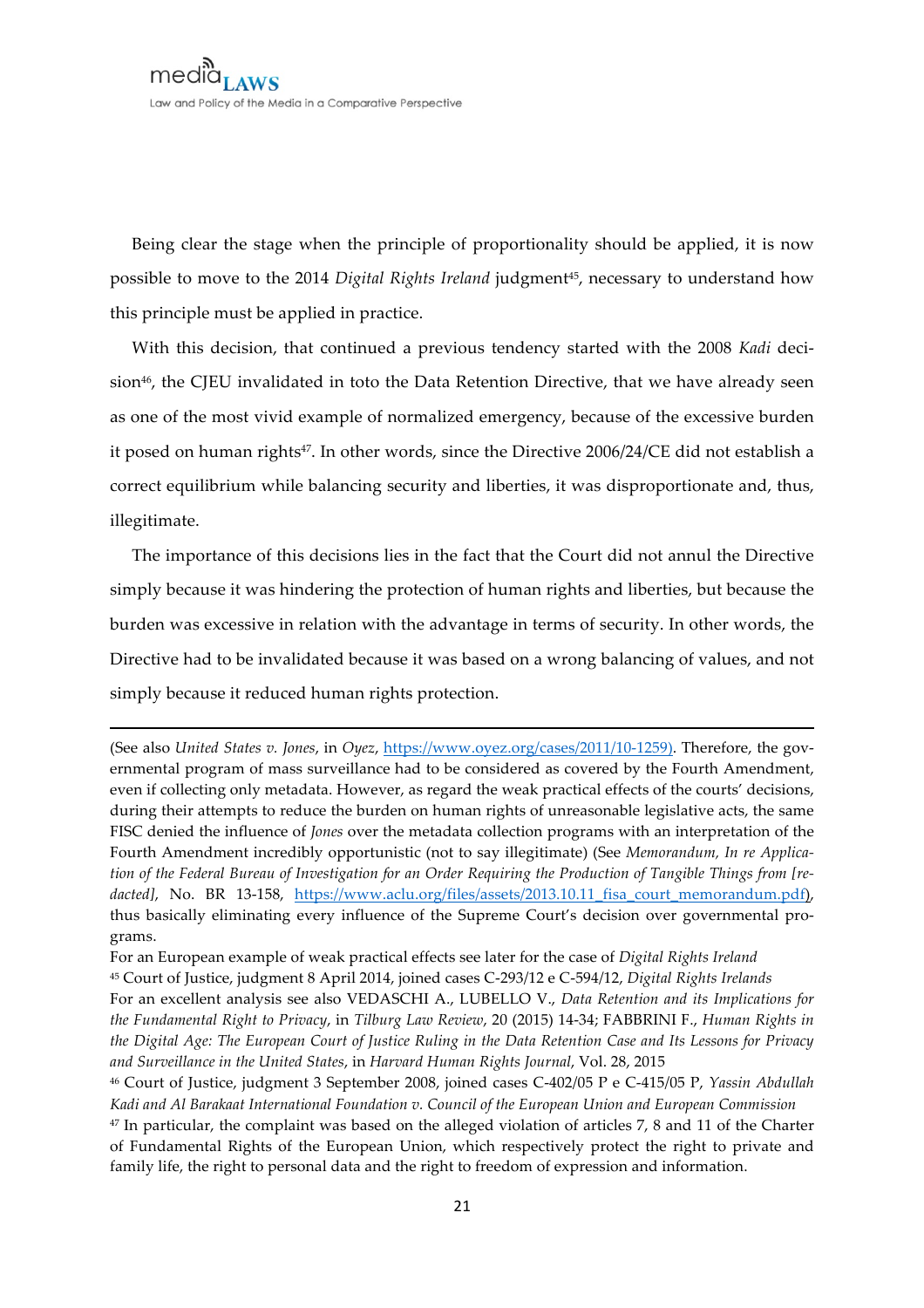Being clear the stage when the principle of proportionality should be applied, it is now possible to move to the 2014 *Digital Rights Ireland* judgment[45], necessary to understand how this principle must be applied in practice.

With this decision, that continued a previous tendency started with the 2008 *Kadi* decision[46], the CJEU invalidated in toto the Data Retention Directive, that we have already seen as one of the most vivid example of normalized emergency, because of the excessive burden it posed on human rights[47]. In other words, since the Directive 2006/24/CE did not establish a correct equilibrium while balancing security and liberties, it was disproportionate and, thus, illegitimate.

The importance of this decisions lies in the fact that the Court did not annul the Directive simply because it was hindering the protection of human rights and liberties, but because the burden was excessive in relation with the advantage in terms of security. In other words, the Directive had to be invalidated because it was based on a wrong balancing of values, and not simply because it reduced human rights protection.

---

(See also *United States v. Jones*, in *Oyez*, https://www.oyez.org/cases/2011/10-1259). Therefore, the governmental program of mass surveillance had to be considered as covered by the Fourth Amendment, even if collecting only metadata. However, as regard the weak practical effects of the courts' decisions, during their attempts to reduce the burden on human rights of unreasonable legislative acts, the same FISC denied the influence of *Jones* over the metadata collection programs with an interpretation of the Fourth Amendment incredibly opportunistic (not to say illegitimate) (See *Memorandum, In re Application of the Federal Bureau of Investigation for an Order Requiring the Production of Tangible Things from [redacted]*, No. BR 13-158, https://www.aclu.org/files/assets/2013.10.11_fisa_court_memorandum.pdf), thus basically eliminating every influence of the Supreme Court's decision over governmental programs.

For an European example of weak practical effects see later for the case of *Digital Rights Ireland*

[45] Court of Justice, judgment 8 April 2014, joined cases C-293/12 e C-594/12, *Digital Rights Irelands*

For an excellent analysis see also VEDASCHI A., LUBELLO V., *Data Retention and its Implications for the Fundamental Right to Privacy*, in *Tilburg Law Review*, 20 (2015) 14-34; FABBRINI F., *Human Rights in the Digital Age: The European Court of Justice Ruling in the Data Retention Case and Its Lessons for Privacy and Surveillance in the United States*, in *Harvard Human Rights Journal*, Vol. 28, 2015

[46] Court of Justice, judgment 3 September 2008, joined cases C-402/05 P e C-415/05 P, *Yassin Abdullah Kadi and Al Barakaat International Foundation v. Council of the European Union and European Commission*

[47] In particular, the complaint was based on the alleged violation of articles 7, 8 and 11 of the Charter of Fundamental Rights of the European Union, which respectively protect the right to private and family life, the right to personal data and the right to freedom of expression and information.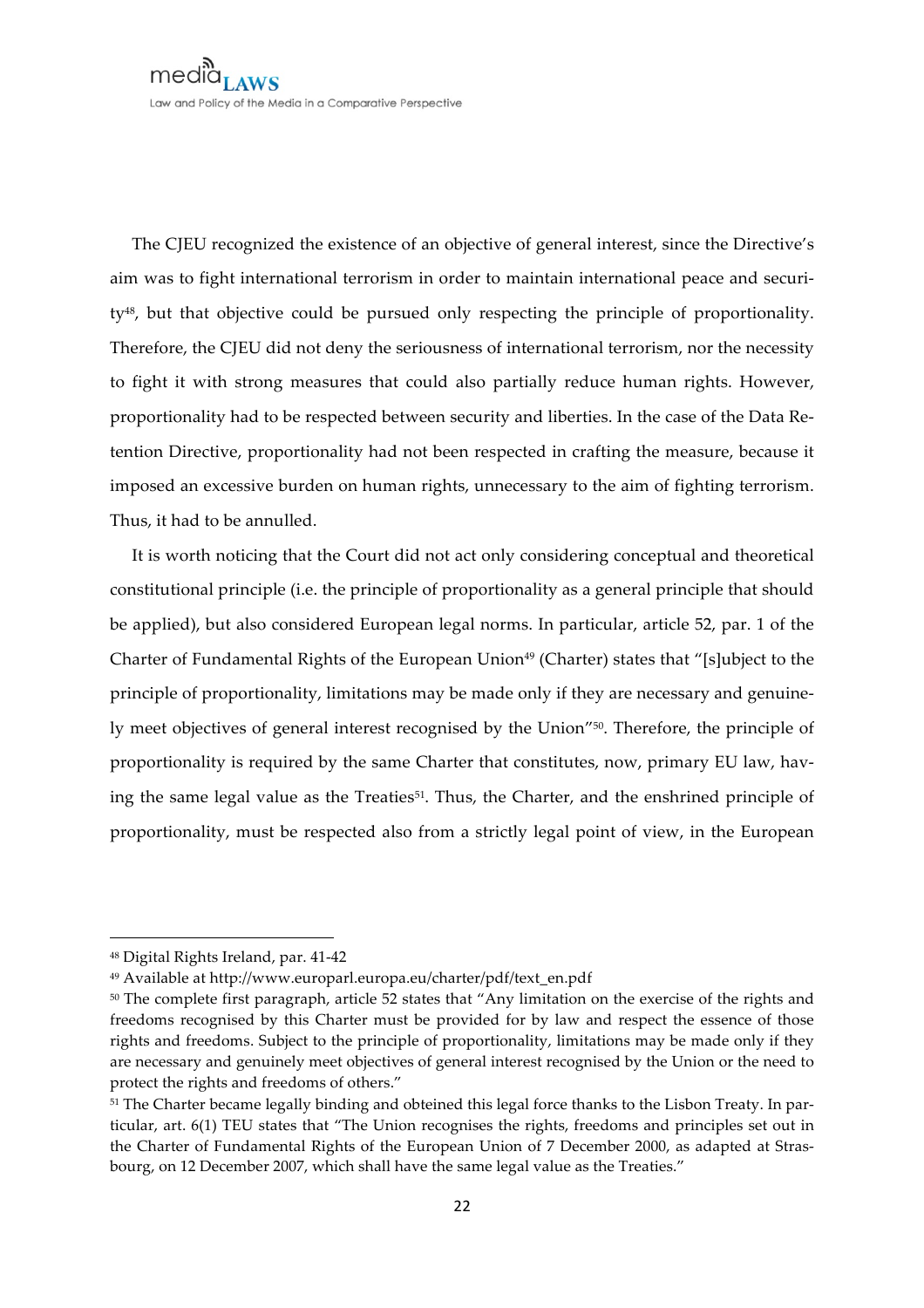The CJEU recognized the existence of an objective of general interest, since the Directive's aim was to fight international terrorism in order to maintain international peace and security[48], but that objective could be pursued only respecting the principle of proportionality. Therefore, the CJEU did not deny the seriousness of international terrorism, nor the necessity to fight it with strong measures that could also partially reduce human rights. However, proportionality had to be respected between security and liberties. In the case of the Data Retention Directive, proportionality had not been respected in crafting the measure, because it imposed an excessive burden on human rights, unnecessary to the aim of fighting terrorism. Thus, it had to be annulled.

It is worth noticing that the Court did not act only considering conceptual and theoretical constitutional principle (i.e. the principle of proportionality as a general principle that should be applied), but also considered European legal norms. In particular, article 52, par. 1 of the Charter of Fundamental Rights of the European Union[49] (Charter) states that "[s]ubject to the principle of proportionality, limitations may be made only if they are necessary and genuinely meet objectives of general interest recognised by the Union"[50]. Therefore, the principle of proportionality is required by the same Charter that constitutes, now, primary EU law, having the same legal value as the Treaties[51]. Thus, the Charter, and the enshrined principle of proportionality, must be respected also from a strictly legal point of view, in the European

---

[48] Digital Rights Ireland, par. 41-42

[49] Available at http://www.europarl.europa.eu/charter/pdf/text_en.pdf

[50] The complete first paragraph, article 52 states that "Any limitation on the exercise of the rights and freedoms recognised by this Charter must be provided for by law and respect the essence of those rights and freedoms. Subject to the principle of proportionality, limitations may be made only if they are necessary and genuinely meet objectives of general interest recognised by the Union or the need to protect the rights and freedoms of others."

[51] The Charter became legally binding and obteined this legal force thanks to the Lisbon Treaty. In particular, art. 6(1) TEU states that "The Union recognises the rights, freedoms and principles set out in the Charter of Fundamental Rights of the European Union of 7 December 2000, as adapted at Strasbourg, on 12 December 2007, which shall have the same legal value as the Treaties."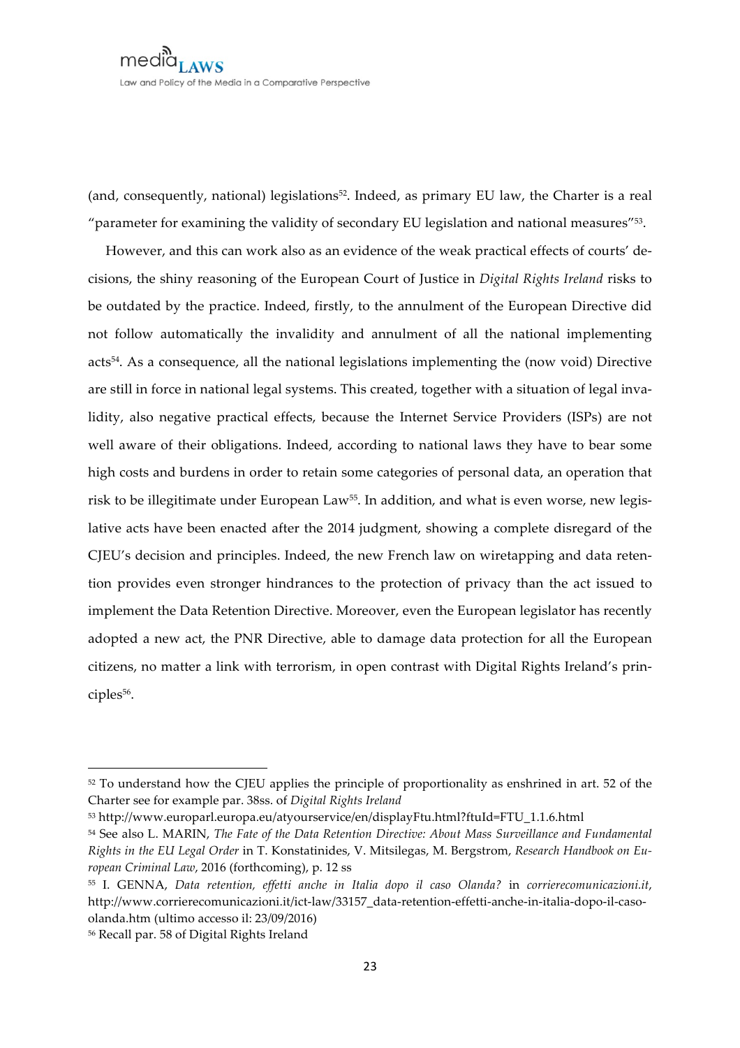(and, consequently, national) legislations[52]. Indeed, as primary EU law, the Charter is a real "parameter for examining the validity of secondary EU legislation and national measures"[53].

However, and this can work also as an evidence of the weak practical effects of courts' decisions, the shiny reasoning of the European Court of Justice in *Digital Rights Ireland* risks to be outdated by the practice. Indeed, firstly, to the annulment of the European Directive did not follow automatically the invalidity and annulment of all the national implementing acts[54]. As a consequence, all the national legislations implementing the (now void) Directive are still in force in national legal systems. This created, together with a situation of legal invalidity, also negative practical effects, because the Internet Service Providers (ISPs) are not well aware of their obligations. Indeed, according to national laws they have to bear some high costs and burdens in order to retain some categories of personal data, an operation that risk to be illegitimate under European Law[55]. In addition, and what is even worse, new legislative acts have been enacted after the 2014 judgment, showing a complete disregard of the CJEU's decision and principles. Indeed, the new French law on wiretapping and data retention provides even stronger hindrances to the protection of privacy than the act issued to implement the Data Retention Directive. Moreover, even the European legislator has recently adopted a new act, the PNR Directive, able to damage data protection for all the European citizens, no matter a link with terrorism, in open contrast with Digital Rights Ireland's principles[56].

---

[52] To understand how the CJEU applies the principle of proportionality as enshrined in art. 52 of the Charter see for example par. 38ss. of *Digital Rights Ireland*

[53] http://www.europarl.europa.eu/atyourservice/en/displayFtu.html?ftuId=FTU_1.1.6.html

[54] See also L. MARIN, *The Fate of the Data Retention Directive: About Mass Surveillance and Fundamental Rights in the EU Legal Order* in T. Konstatinides, V. Mitsilegas, M. Bergstrom, *Research Handbook on European Criminal Law*, 2016 (forthcoming), p. 12 ss

[55] I. GENNA, *Data retention, effetti anche in Italia dopo il caso Olanda?* in *corrierecomunicazioni.it*, http://www.corrierecomunicazioni.it/ict-law/33157_data-retention-effetti-anche-in-italia-dopo-il-caso-olanda.htm (ultimo accesso il: 23/09/2016)

[56] Recall par. 58 of Digital Rights Ireland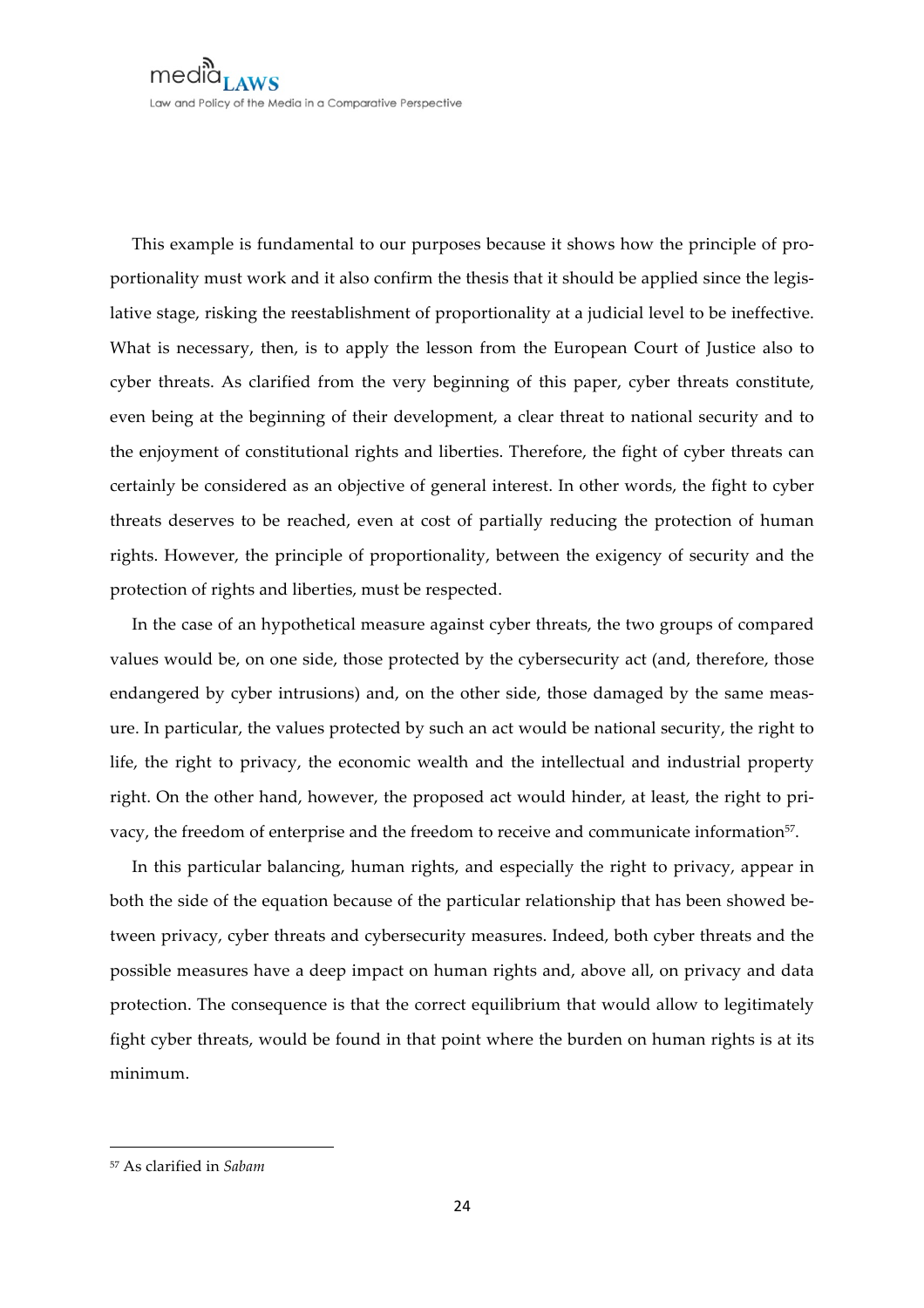This example is fundamental to our purposes because it shows how the principle of proportionality must work and it also confirm the thesis that it should be applied since the legislative stage, risking the reestablishment of proportionality at a judicial level to be ineffective. What is necessary, then, is to apply the lesson from the European Court of Justice also to cyber threats. As clarified from the very beginning of this paper, cyber threats constitute, even being at the beginning of their development, a clear threat to national security and to the enjoyment of constitutional rights and liberties. Therefore, the fight of cyber threats can certainly be considered as an objective of general interest. In other words, the fight to cyber threats deserves to be reached, even at cost of partially reducing the protection of human rights. However, the principle of proportionality, between the exigency of security and the protection of rights and liberties, must be respected.

In the case of an hypothetical measure against cyber threats, the two groups of compared values would be, on one side, those protected by the cybersecurity act (and, therefore, those endangered by cyber intrusions) and, on the other side, those damaged by the same measure. In particular, the values protected by such an act would be national security, the right to life, the right to privacy, the economic wealth and the intellectual and industrial property right. On the other hand, however, the proposed act would hinder, at least, the right to privacy, the freedom of enterprise and the freedom to receive and communicate information[57].

In this particular balancing, human rights, and especially the right to privacy, appear in both the side of the equation because of the particular relationship that has been showed between privacy, cyber threats and cybersecurity measures. Indeed, both cyber threats and the possible measures have a deep impact on human rights and, above all, on privacy and data protection. The consequence is that the correct equilibrium that would allow to legitimately fight cyber threats, would be found in that point where the burden on human rights is at its minimum.

---

[57] As clarified in *Sabam*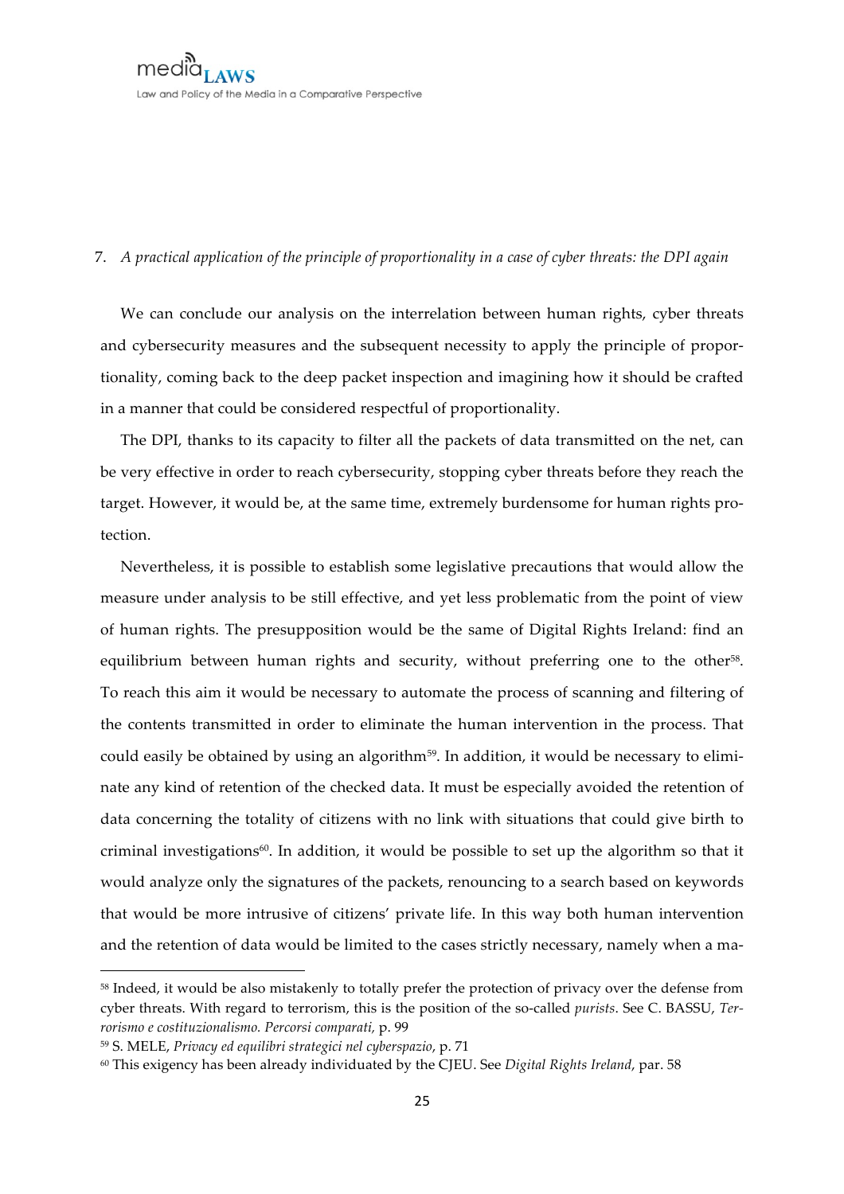## 7. *A practical application of the principle of proportionality in a case of cyber threats: the DPI again*

We can conclude our analysis on the interrelation between human rights, cyber threats and cybersecurity measures and the subsequent necessity to apply the principle of proportionality, coming back to the deep packet inspection and imagining how it should be crafted in a manner that could be considered respectful of proportionality.

The DPI, thanks to its capacity to filter all the packets of data transmitted on the net, can be very effective in order to reach cybersecurity, stopping cyber threats before they reach the target. However, it would be, at the same time, extremely burdensome for human rights protection.

Nevertheless, it is possible to establish some legislative precautions that would allow the measure under analysis to be still effective, and yet less problematic from the point of view of human rights. The presupposition would be the same of Digital Rights Ireland: find an equilibrium between human rights and security, without preferring one to the other[58]. To reach this aim it would be necessary to automate the process of scanning and filtering of the contents transmitted in order to eliminate the human intervention in the process. That could easily be obtained by using an algorithm[59]. In addition, it would be necessary to eliminate any kind of retention of the checked data. It must be especially avoided the retention of data concerning the totality of citizens with no link with situations that could give birth to criminal investigations[60]. In addition, it would be possible to set up the algorithm so that it would analyze only the signatures of the packets, renouncing to a search based on keywords that would be more intrusive of citizens' private life. In this way both human intervention and the retention of data would be limited to the cases strictly necessary, namely when a ma-

---

[58] Indeed, it would be also mistakenly to totally prefer the protection of privacy over the defense from cyber threats. With regard to terrorism, this is the position of the so-called *purists*. See C. BASSU, *Terrorismo e costituzionalismo. Percorsi comparati,* p. 99

[59] S. MELE, *Privacy ed equilibri strategici nel cyberspazio*, p. 71

[60] This exigency has been already individuated by the CJEU. See *Digital Rights Ireland*, par. 58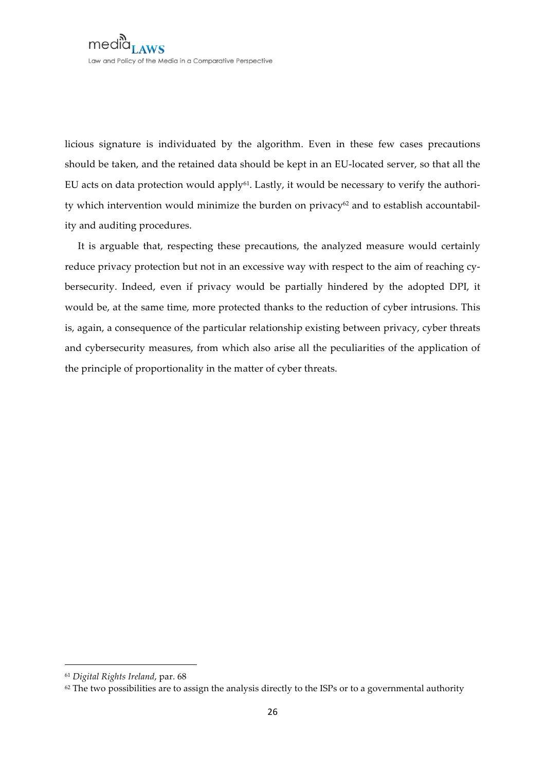licious signature is individuated by the algorithm. Even in these few cases precautions should be taken, and the retained data should be kept in an EU-located server, so that all the EU acts on data protection would apply[61]. Lastly, it would be necessary to verify the authority which intervention would minimize the burden on privacy[62] and to establish accountability and auditing procedures.

It is arguable that, respecting these precautions, the analyzed measure would certainly reduce privacy protection but not in an excessive way with respect to the aim of reaching cybersecurity. Indeed, even if privacy would be partially hindered by the adopted DPI, it would be, at the same time, more protected thanks to the reduction of cyber intrusions. This is, again, a consequence of the particular relationship existing between privacy, cyber threats and cybersecurity measures, from which also arise all the peculiarities of the application of the principle of proportionality in the matter of cyber threats.

---

[61] *Digital Rights Ireland*, par. 68

[62] The two possibilities are to assign the analysis directly to the ISPs or to a governmental authority